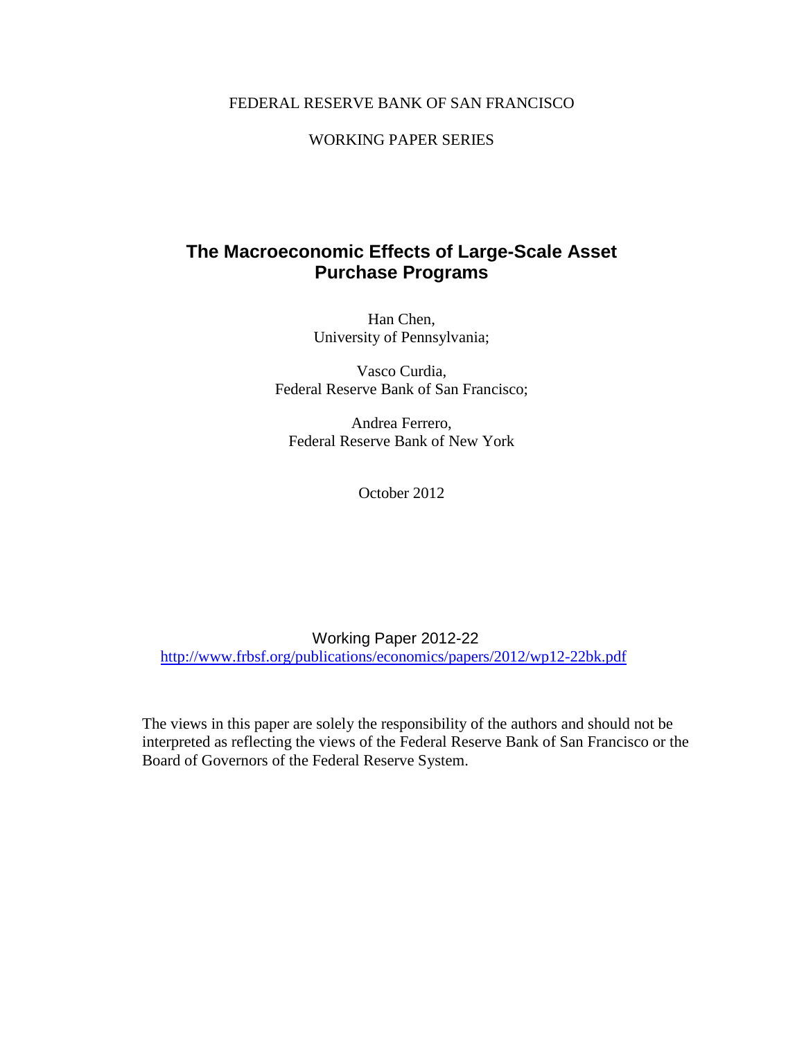FEDERAL RESERVE BANK OF SAN FRANCISCO

WORKING PAPER SERIES

# The Macroeconomic Effects of Large-Scale Asset Purchase Programs

Han Chen,
University of Pennsylvania;

Vasco Curdia,
Federal Reserve Bank of San Francisco;

Andrea Ferrero,
Federal Reserve Bank of New York

October 2012

Working Paper 2012-22
http://www.frbsf.org/publications/economics/papers/2012/wp12-22bk.pdf

The views in this paper are solely the responsibility of the authors and should not be interpreted as reflecting the views of the Federal Reserve Bank of San Francisco or the Board of Governors of the Federal Reserve System.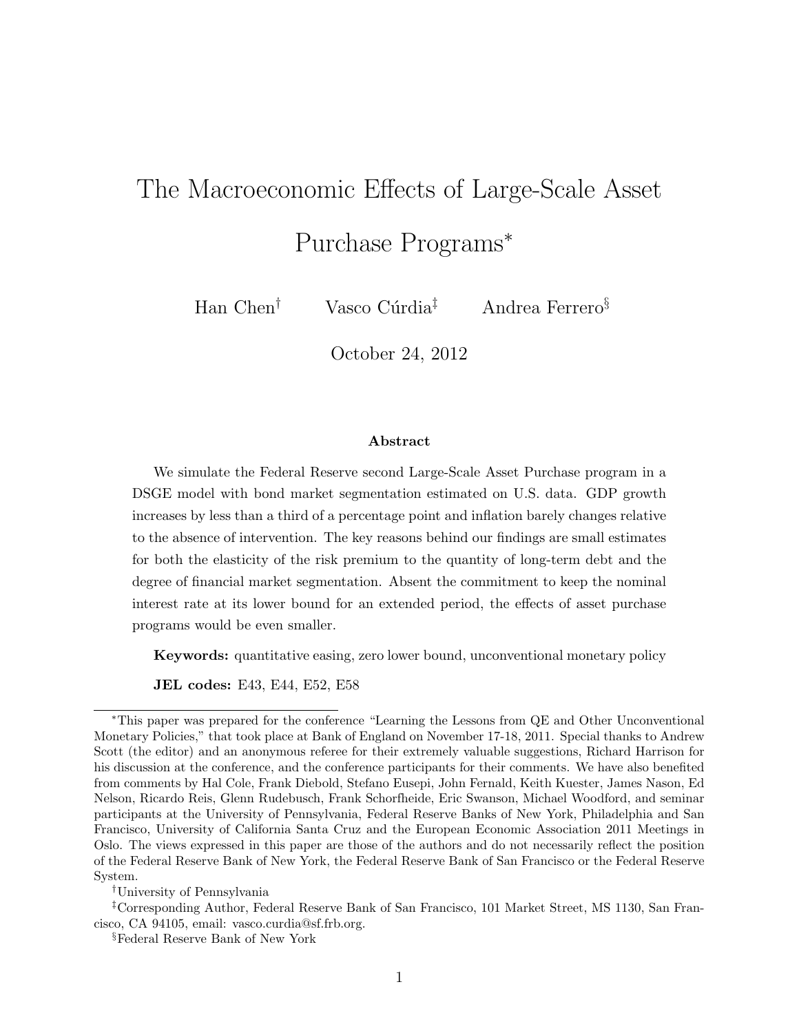# The Macroeconomic Effects of Large-Scale Asset Purchase Programs*

Han Chen[†] Vasco Cúrdia[‡] Andrea Ferrero[§]

October 24, 2012

### Abstract

We simulate the Federal Reserve second Large-Scale Asset Purchase program in a DSGE model with bond market segmentation estimated on U.S. data. GDP growth increases by less than a third of a percentage point and inflation barely changes relative to the absence of intervention. The key reasons behind our findings are small estimates for both the elasticity of the risk premium to the quantity of long-term debt and the degree of financial market segmentation. Absent the commitment to keep the nominal interest rate at its lower bound for an extended period, the effects of asset purchase programs would be even smaller.

**Keywords:** quantitative easing, zero lower bound, unconventional monetary policy

**JEL codes:** E43, E44, E52, E58

---

*This paper was prepared for the conference "Learning the Lessons from QE and Other Unconventional Monetary Policies," that took place at Bank of England on November 17-18, 2011. Special thanks to Andrew Scott (the editor) and an anonymous referee for their extremely valuable suggestions, Richard Harrison for his discussion at the conference, and the conference participants for their comments. We have also benefited from comments by Hal Cole, Frank Diebold, Stefano Eusepi, John Fernald, Keith Kuester, James Nason, Ed Nelson, Ricardo Reis, Glenn Rudebusch, Frank Schorfheide, Eric Swanson, Michael Woodford, and seminar participants at the University of Pennsylvania, Federal Reserve Banks of New York, Philadelphia and San Francisco, University of California Santa Cruz and the European Economic Association 2011 Meetings in Oslo. The views expressed in this paper are those of the authors and do not necessarily reflect the position of the Federal Reserve Bank of New York, the Federal Reserve Bank of San Francisco or the Federal Reserve System.

[†]University of Pennsylvania

[‡]Corresponding Author, Federal Reserve Bank of San Francisco, 101 Market Street, MS 1130, San Francisco, CA 94105, email: vasco.curdia@sf.frb.org.

[§]Federal Reserve Bank of New York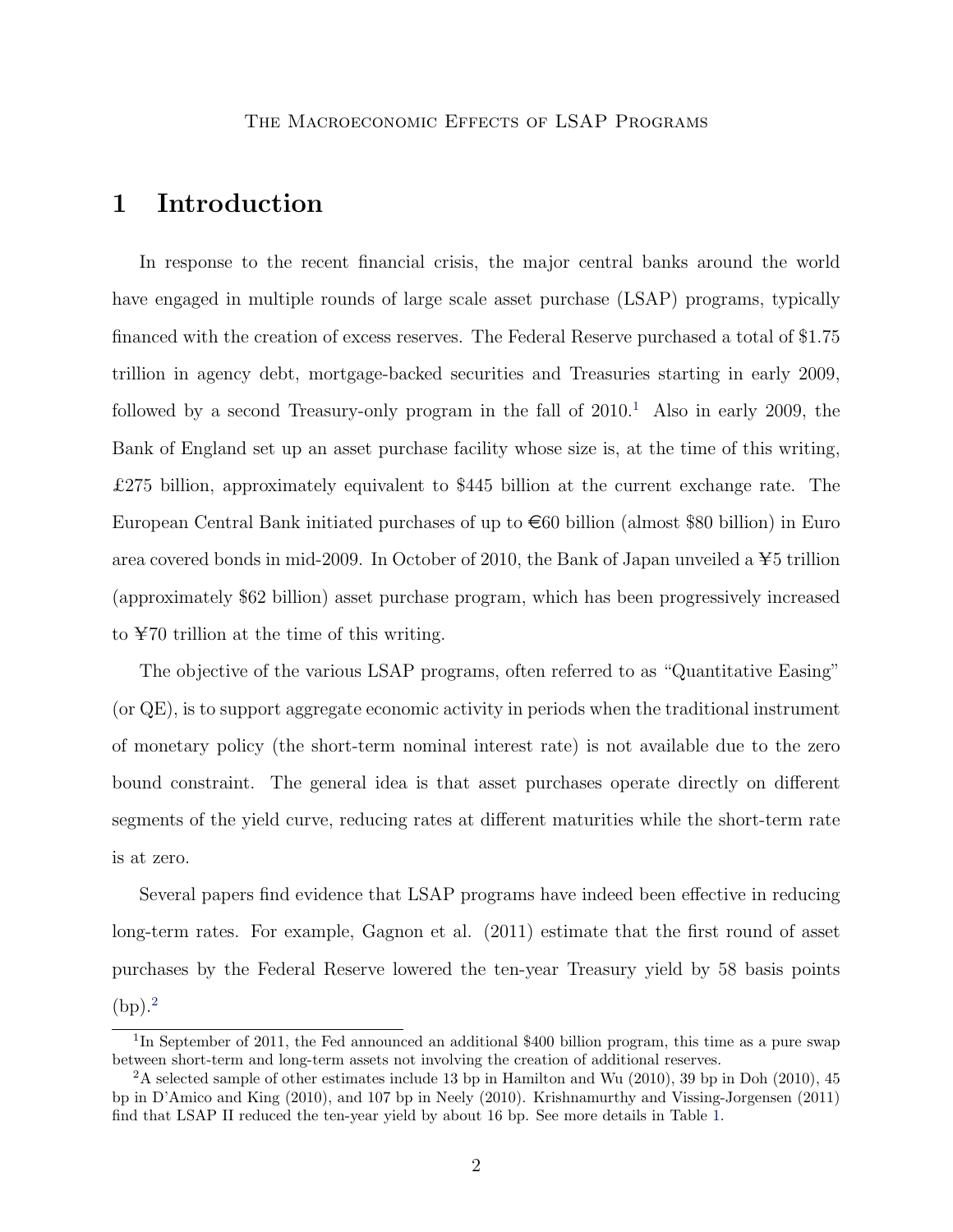# 1 Introduction

In response to the recent financial crisis, the major central banks around the world have engaged in multiple rounds of large scale asset purchase (LSAP) programs, typically financed with the creation of excess reserves. The Federal Reserve purchased a total of $1.75 trillion in agency debt, mortgage-backed securities and Treasuries starting in early 2009, followed by a second Treasury-only program in the fall of 2010.[1] Also in early 2009, the Bank of England set up an asset purchase facility whose size is, at the time of this writing, £275 billion, approximately equivalent to $445 billion at the current exchange rate. The European Central Bank initiated purchases of up to €60 billion (almost $80 billion) in Euro area covered bonds in mid-2009. In October of 2010, the Bank of Japan unveiled a ¥5 trillion (approximately $62 billion) asset purchase program, which has been progressively increased to ¥70 trillion at the time of this writing.

The objective of the various LSAP programs, often referred to as "Quantitative Easing" (or QE), is to support aggregate economic activity in periods when the traditional instrument of monetary policy (the short-term nominal interest rate) is not available due to the zero bound constraint. The general idea is that asset purchases operate directly on different segments of the yield curve, reducing rates at different maturities while the short-term rate is at zero.

Several papers find evidence that LSAP programs have indeed been effective in reducing long-term rates. For example, Gagnon et al. (2011) estimate that the first round of asset purchases by the Federal Reserve lowered the ten-year Treasury yield by 58 basis points (bp).[2]

[1] In September of 2011, the Fed announced an additional $400 billion program, this time as a pure swap between short-term and long-term assets not involving the creation of additional reserves.

[2] A selected sample of other estimates include 13 bp in Hamilton and Wu (2010), 39 bp in Doh (2010), 45 bp in D'Amico and King (2010), and 107 bp in Neely (2010). Krishnamurthy and Vissing-Jorgensen (2011) find that LSAP II reduced the ten-year yield by about 16 bp. See more details in Table 1.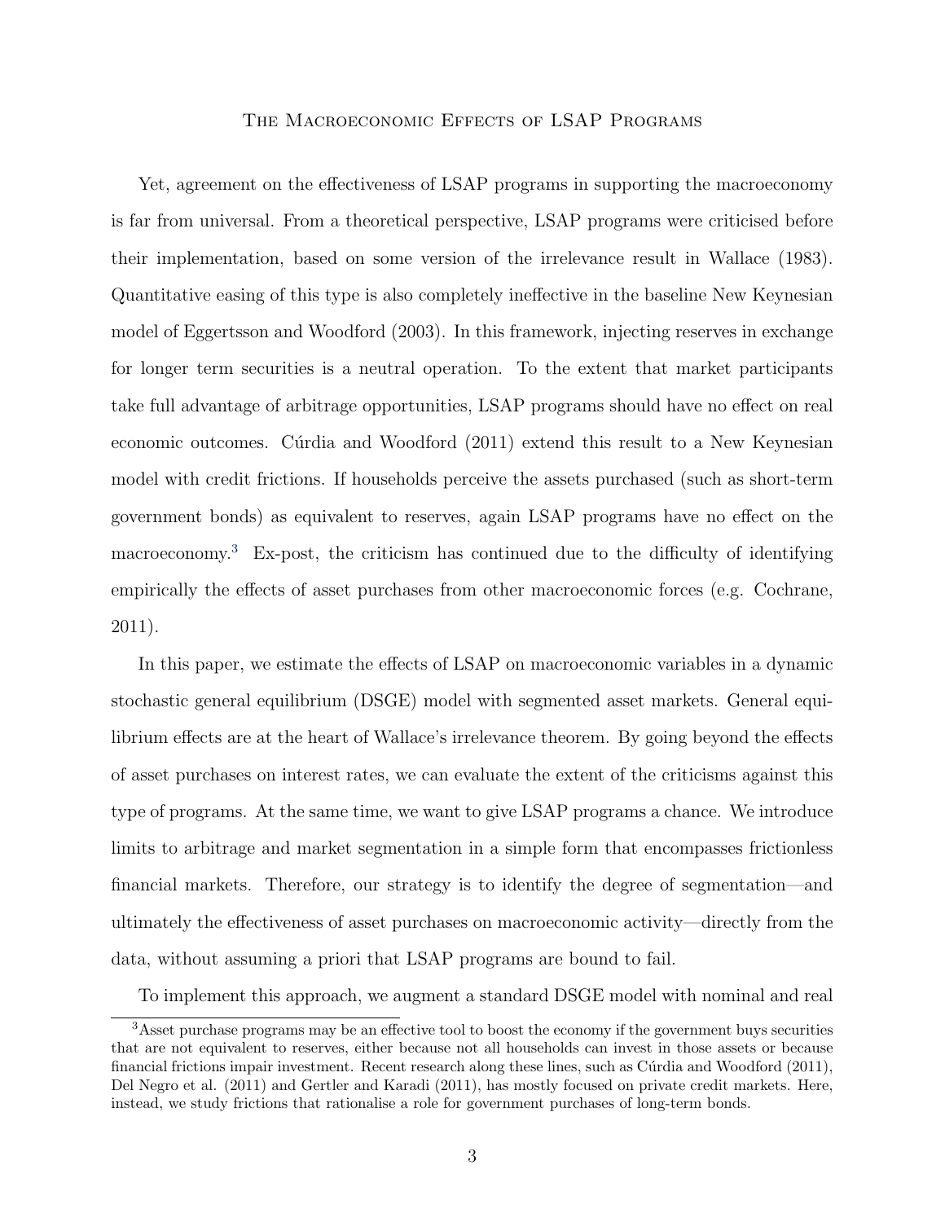Yet, agreement on the effectiveness of LSAP programs in supporting the macroeconomy is far from universal. From a theoretical perspective, LSAP programs were criticised before their implementation, based on some version of the irrelevance result in Wallace (1983). Quantitative easing of this type is also completely ineffective in the baseline New Keynesian model of Eggertsson and Woodford (2003). In this framework, injecting reserves in exchange for longer term securities is a neutral operation. To the extent that market participants take full advantage of arbitrage opportunities, LSAP programs should have no effect on real economic outcomes. Cúrdia and Woodford (2011) extend this result to a New Keynesian model with credit frictions. If households perceive the assets purchased (such as short-term government bonds) as equivalent to reserves, again LSAP programs have no effect on the macroeconomy.[3] Ex-post, the criticism has continued due to the difficulty of identifying empirically the effects of asset purchases from other macroeconomic forces (e.g. Cochrane, 2011).

In this paper, we estimate the effects of LSAP on macroeconomic variables in a dynamic stochastic general equilibrium (DSGE) model with segmented asset markets. General equilibrium effects are at the heart of Wallace's irrelevance theorem. By going beyond the effects of asset purchases on interest rates, we can evaluate the extent of the criticisms against this type of programs. At the same time, we want to give LSAP programs a chance. We introduce limits to arbitrage and market segmentation in a simple form that encompasses frictionless financial markets. Therefore, our strategy is to identify the degree of segmentation—and ultimately the effectiveness of asset purchases on macroeconomic activity—directly from the data, without assuming a priori that LSAP programs are bound to fail.

To implement this approach, we augment a standard DSGE model with nominal and real

[3] Asset purchase programs may be an effective tool to boost the economy if the government buys securities that are not equivalent to reserves, either because not all households can invest in those assets or because financial frictions impair investment. Recent research along these lines, such as Cúrdia and Woodford (2011), Del Negro et al. (2011) and Gertler and Karadi (2011), has mostly focused on private credit markets. Here, instead, we study frictions that rationalise a role for government purchases of long-term bonds.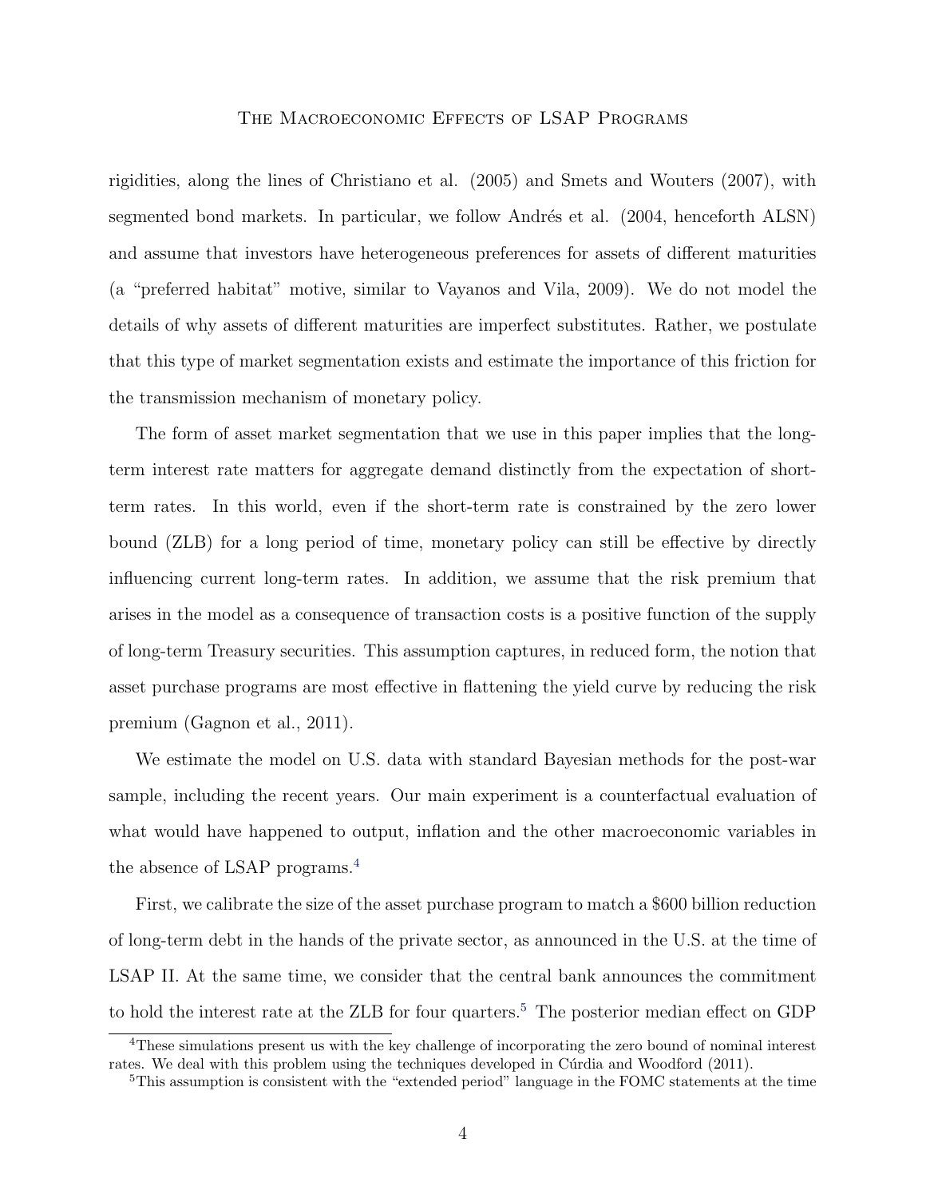rigidities, along the lines of Christiano et al. (2005) and Smets and Wouters (2007), with segmented bond markets. In particular, we follow Andrés et al. (2004, henceforth ALSN) and assume that investors have heterogeneous preferences for assets of different maturities (a "preferred habitat" motive, similar to Vayanos and Vila, 2009). We do not model the details of why assets of different maturities are imperfect substitutes. Rather, we postulate that this type of market segmentation exists and estimate the importance of this friction for the transmission mechanism of monetary policy.

The form of asset market segmentation that we use in this paper implies that the long-term interest rate matters for aggregate demand distinctly from the expectation of short-term rates. In this world, even if the short-term rate is constrained by the zero lower bound (ZLB) for a long period of time, monetary policy can still be effective by directly influencing current long-term rates. In addition, we assume that the risk premium that arises in the model as a consequence of transaction costs is a positive function of the supply of long-term Treasury securities. This assumption captures, in reduced form, the notion that asset purchase programs are most effective in flattening the yield curve by reducing the risk premium (Gagnon et al., 2011).

We estimate the model on U.S. data with standard Bayesian methods for the post-war sample, including the recent years. Our main experiment is a counterfactual evaluation of what would have happened to output, inflation and the other macroeconomic variables in the absence of LSAP programs.[4]

First, we calibrate the size of the asset purchase program to match a $600 billion reduction of long-term debt in the hands of the private sector, as announced in the U.S. at the time of LSAP II. At the same time, we consider that the central bank announces the commitment to hold the interest rate at the ZLB for four quarters.[5] The posterior median effect on GDP

[4] These simulations present us with the key challenge of incorporating the zero bound of nominal interest rates. We deal with this problem using the techniques developed in Cúrdia and Woodford (2011).

[5] This assumption is consistent with the "extended period" language in the FOMC statements at the time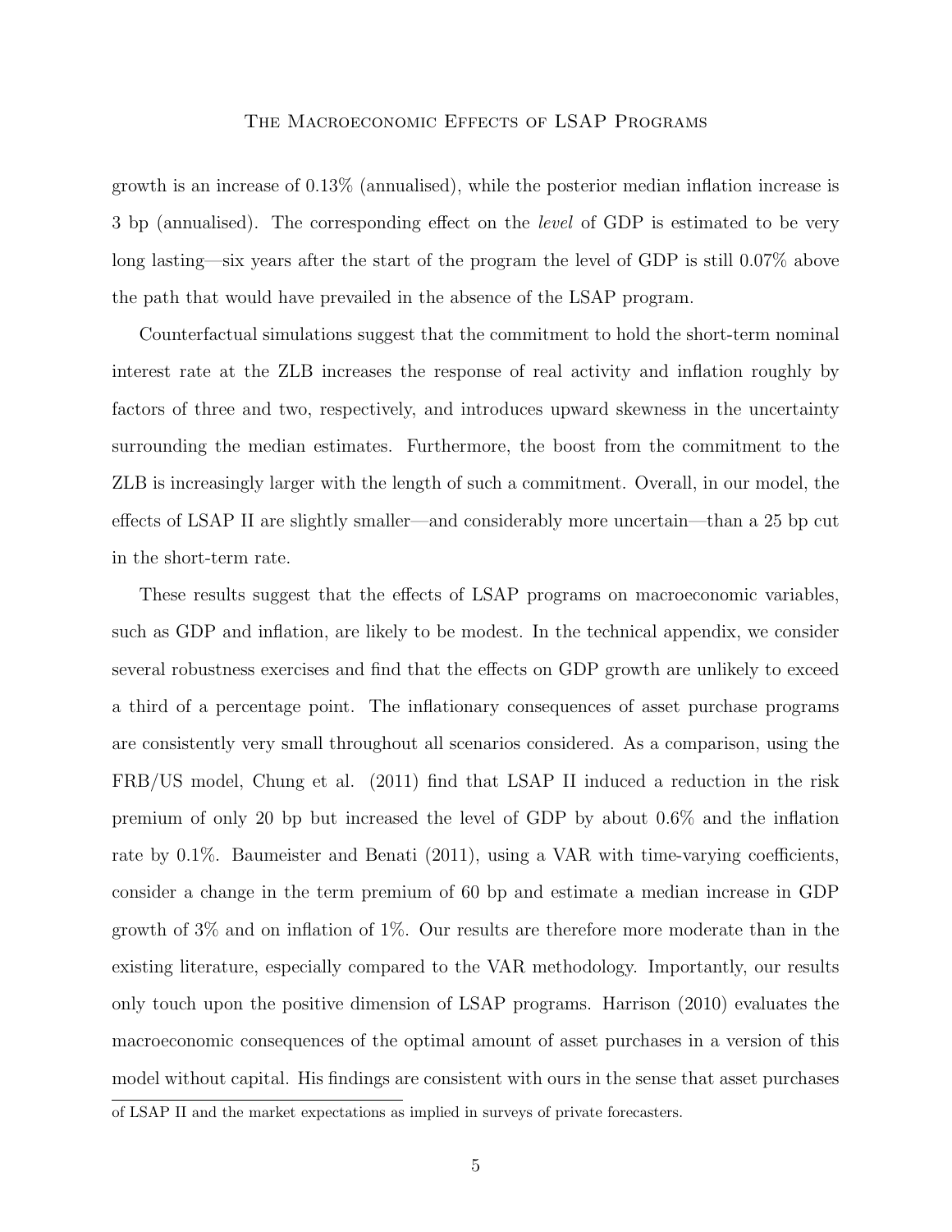growth is an increase of 0.13% (annualised), while the posterior median inflation increase is 3 bp (annualised). The corresponding effect on the *level* of GDP is estimated to be very long lasting—six years after the start of the program the level of GDP is still 0.07% above the path that would have prevailed in the absence of the LSAP program.

Counterfactual simulations suggest that the commitment to hold the short-term nominal interest rate at the ZLB increases the response of real activity and inflation roughly by factors of three and two, respectively, and introduces upward skewness in the uncertainty surrounding the median estimates. Furthermore, the boost from the commitment to the ZLB is increasingly larger with the length of such a commitment. Overall, in our model, the effects of LSAP II are slightly smaller—and considerably more uncertain—than a 25 bp cut in the short-term rate.

These results suggest that the effects of LSAP programs on macroeconomic variables, such as GDP and inflation, are likely to be modest. In the technical appendix, we consider several robustness exercises and find that the effects on GDP growth are unlikely to exceed a third of a percentage point. The inflationary consequences of asset purchase programs are consistently very small throughout all scenarios considered. As a comparison, using the FRB/US model, Chung et al. (2011) find that LSAP II induced a reduction in the risk premium of only 20 bp but increased the level of GDP by about 0.6% and the inflation rate by 0.1%. Baumeister and Benati (2011), using a VAR with time-varying coefficients, consider a change in the term premium of 60 bp and estimate a median increase in GDP growth of 3% and on inflation of 1%. Our results are therefore more moderate than in the existing literature, especially compared to the VAR methodology. Importantly, our results only touch upon the positive dimension of LSAP programs. Harrison (2010) evaluates the macroeconomic consequences of the optimal amount of asset purchases in a version of this model without capital. His findings are consistent with ours in the sense that asset purchases

of LSAP II and the market expectations as implied in surveys of private forecasters.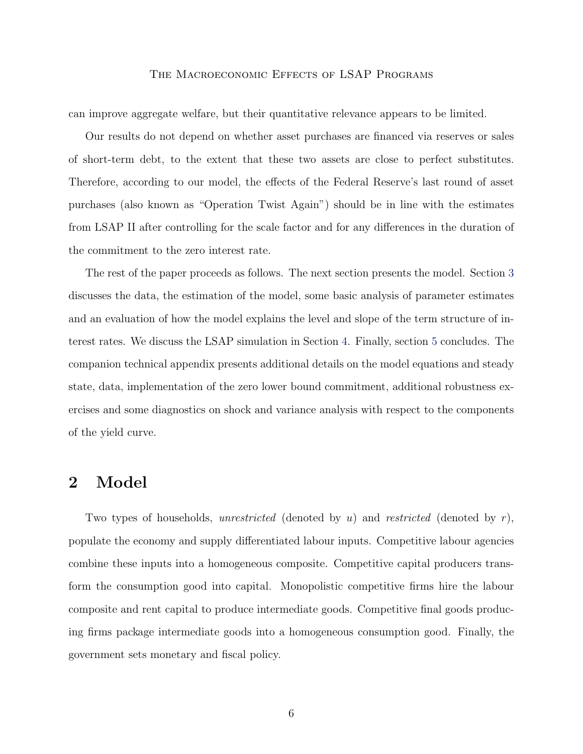can improve aggregate welfare, but their quantitative relevance appears to be limited.

Our results do not depend on whether asset purchases are financed via reserves or sales of short-term debt, to the extent that these two assets are close to perfect substitutes. Therefore, according to our model, the effects of the Federal Reserve's last round of asset purchases (also known as "Operation Twist Again") should be in line with the estimates from LSAP II after controlling for the scale factor and for any differences in the duration of the commitment to the zero interest rate.

The rest of the paper proceeds as follows. The next section presents the model. Section 3 discusses the data, the estimation of the model, some basic analysis of parameter estimates and an evaluation of how the model explains the level and slope of the term structure of interest rates. We discuss the LSAP simulation in Section 4. Finally, section 5 concludes. The companion technical appendix presents additional details on the model equations and steady state, data, implementation of the zero lower bound commitment, additional robustness exercises and some diagnostics on shock and variance analysis with respect to the components of the yield curve.

## 2 Model

Two types of households, *unrestricted* (denoted by $u$) and *restricted* (denoted by $r$), populate the economy and supply differentiated labour inputs. Competitive labour agencies combine these inputs into a homogeneous composite. Competitive capital producers transform the consumption good into capital. Monopolistic competitive firms hire the labour composite and rent capital to produce intermediate goods. Competitive final goods producing firms package intermediate goods into a homogeneous consumption good. Finally, the government sets monetary and fiscal policy.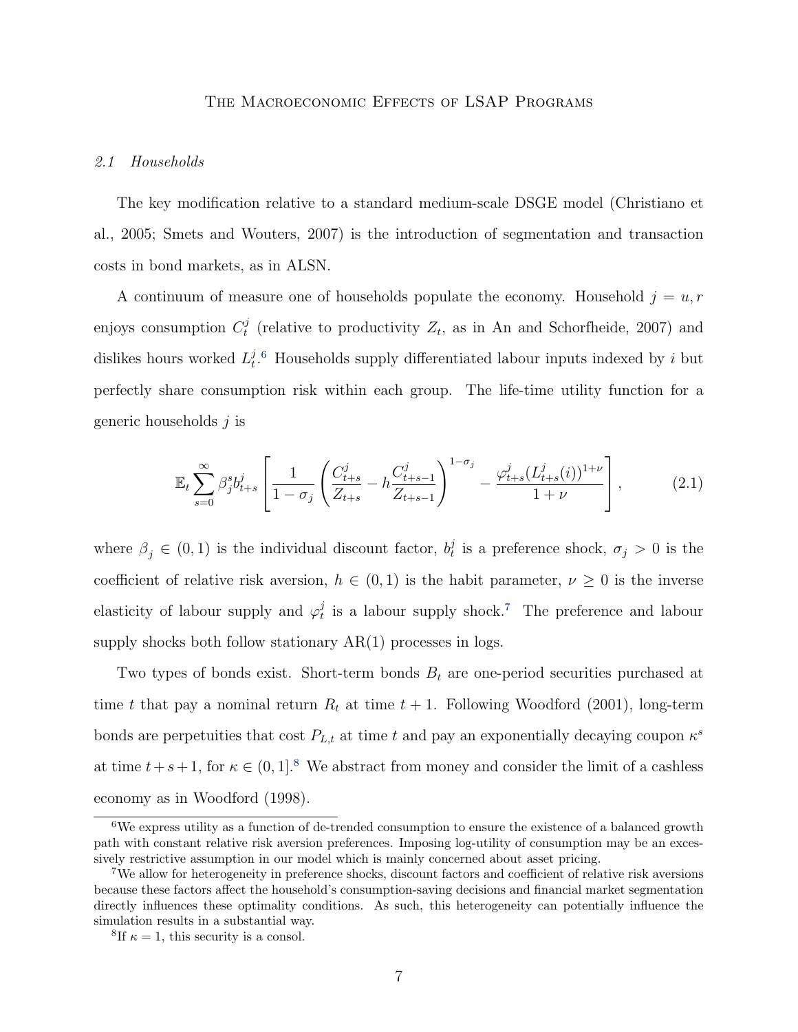### *2.1 Households*

The key modification relative to a standard medium-scale DSGE model (Christiano et al., 2005; Smets and Wouters, 2007) is the introduction of segmentation and transaction costs in bond markets, as in ALSN.

A continuum of measure one of households populate the economy. Household $j = u, r$ enjoys consumption $C_t^j$ (relative to productivity $Z_t$, as in An and Schorfheide, 2007) and dislikes hours worked $L_t^j$.[6] Households supply differentiated labour inputs indexed by $i$ but perfectly share consumption risk within each group. The life-time utility function for a generic households $j$ is

$$\mathbb{E}_t \sum_{s=0}^{\infty} \beta_j^s b_{t+s}^j \left[ \frac{1}{1-\sigma_j} \left( \frac{C_{t+s}^j}{Z_{t+s}} - h \frac{C_{t+s-1}^j}{Z_{t+s-1}} \right)^{1-\sigma_j} - \frac{\varphi_{t+s}^j (L_{t+s}^j(i))^{1+\nu}}{1+\nu} \right], \tag{2.1}$$

where $\beta_j \in (0,1)$ is the individual discount factor, $b_t^j$ is a preference shock, $\sigma_j > 0$ is the coefficient of relative risk aversion, $h \in (0,1)$ is the habit parameter, $\nu \geq 0$ is the inverse elasticity of labour supply and $\varphi_t^j$ is a labour supply shock.[7] The preference and labour supply shocks both follow stationary AR(1) processes in logs.

Two types of bonds exist. Short-term bonds $B_t$ are one-period securities purchased at time $t$ that pay a nominal return $R_t$ at time $t+1$. Following Woodford (2001), long-term bonds are perpetuities that cost $P_{L,t}$ at time $t$ and pay an exponentially decaying coupon $\kappa^s$ at time $t+s+1$, for $\kappa \in (0,1]$.[8] We abstract from money and consider the limit of a cashless economy as in Woodford (1998).

---

[6] We express utility as a function of de-trended consumption to ensure the existence of a balanced growth path with constant relative risk aversion preferences. Imposing log-utility of consumption may be an excessively restrictive assumption in our model which is mainly concerned about asset pricing.

[7] We allow for heterogeneity in preference shocks, discount factors and coefficient of relative risk aversions because these factors affect the household's consumption-saving decisions and financial market segmentation directly influences these optimality conditions. As such, this heterogeneity can potentially influence the simulation results in a substantial way.

[8] If $\kappa = 1$, this security is a consol.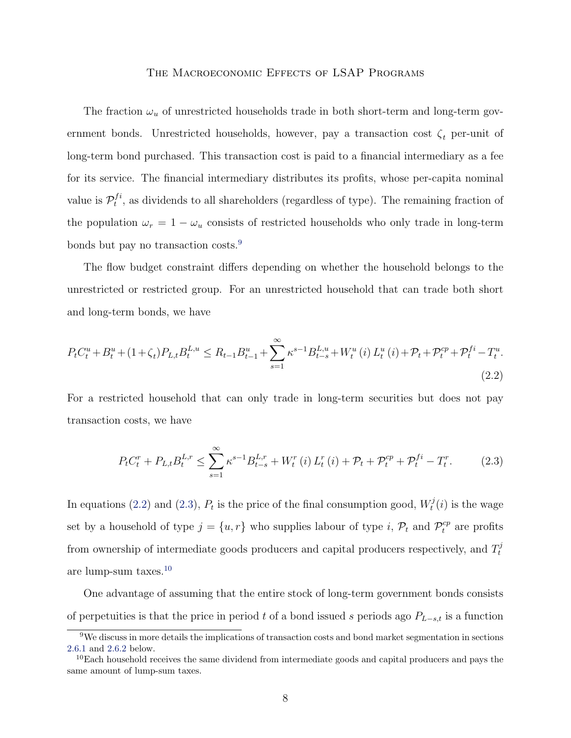The fraction $\omega_u$ of unrestricted households trade in both short-term and long-term government bonds. Unrestricted households, however, pay a transaction cost $\zeta_t$ per-unit of long-term bond purchased. This transaction cost is paid to a financial intermediary as a fee for its service. The financial intermediary distributes its profits, whose per-capita nominal value is $\mathcal{P}_t^{fi}$, as dividends to all shareholders (regardless of type). The remaining fraction of the population $\omega_r = 1 - \omega_u$ consists of restricted households who only trade in long-term bonds but pay no transaction costs.[9]

The flow budget constraint differs depending on whether the household belongs to the unrestricted or restricted group. For an unrestricted household that can trade both short and long-term bonds, we have

$$P_t C_t^u + B_t^u + (1+\zeta_t) P_{L,t} B_t^{L,u} \leq R_{t-1} B_{t-1}^u + \sum_{s=1}^{\infty} \kappa^{s-1} B_{t-s}^{L,u} + W_t^u(i) L_t^u(i) + \mathcal{P}_t + \mathcal{P}_t^{cp} + \mathcal{P}_t^{fi} - T_t^u. \tag{2.2}$$

For a restricted household that can only trade in long-term securities but does not pay transaction costs, we have

$$P_t C_t^r + P_{L,t} B_t^{L,r} \leq \sum_{s=1}^{\infty} \kappa^{s-1} B_{t-s}^{L,r} + W_t^r(i) L_t^r(i) + \mathcal{P}_t + \mathcal{P}_t^{cp} + \mathcal{P}_t^{fi} - T_t^r. \tag{2.3}$$

In equations (2.2) and (2.3), $P_t$ is the price of the final consumption good, $W_t^j(i)$ is the wage set by a household of type $j = \{u, r\}$ who supplies labour of type $i$, $\mathcal{P}_t$ and $\mathcal{P}_t^{cp}$ are profits from ownership of intermediate goods producers and capital producers respectively, and $T_t^j$ are lump-sum taxes.[10]

One advantage of assuming that the entire stock of long-term government bonds consists of perpetuities is that the price in period $t$ of a bond issued $s$ periods ago $P_{L-s,t}$ is a function

[9] We discuss in more details the implications of transaction costs and bond market segmentation in sections 2.6.1 and 2.6.2 below.

[10] Each household receives the same dividend from intermediate goods and capital producers and pays the same amount of lump-sum taxes.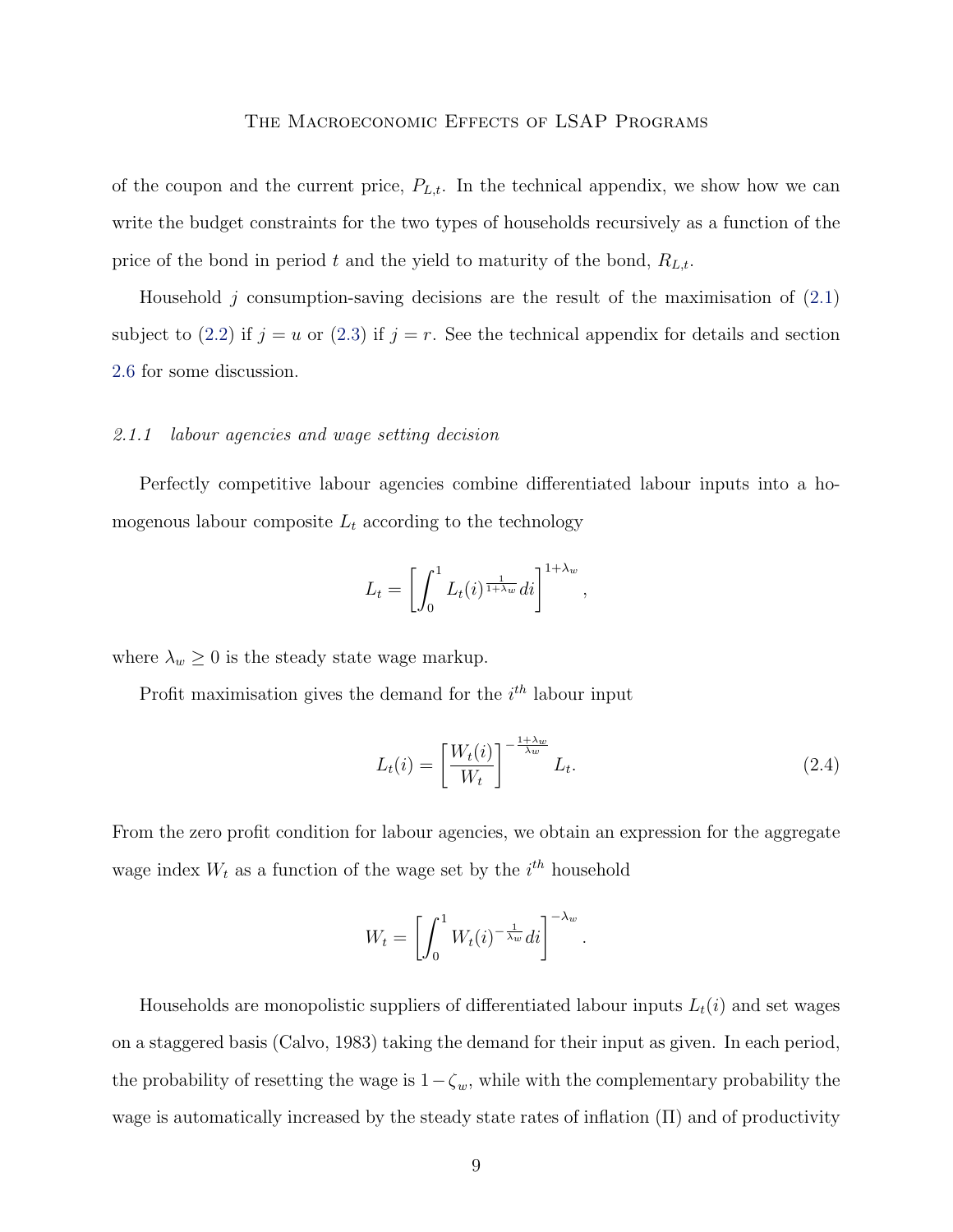of the coupon and the current price, $P_{L,t}$. In the technical appendix, we show how we can write the budget constraints for the two types of households recursively as a function of the price of the bond in period $t$ and the yield to maturity of the bond, $R_{L,t}$.

Household $j$ consumption-saving decisions are the result of the maximisation of (2.1) subject to (2.2) if $j = u$ or (2.3) if $j = r$. See the technical appendix for details and section 2.6 for some discussion.

### 2.1.1 *labour agencies and wage setting decision*

Perfectly competitive labour agencies combine differentiated labour inputs into a homogenous labour composite $L_t$ according to the technology

$$L_t = \left[ \int_0^1 L_t(i)^{\frac{1}{1+\lambda_w}} di \right]^{1+\lambda_w},$$

where $\lambda_w \geq 0$ is the steady state wage markup.

Profit maximisation gives the demand for the $i^{th}$ labour input

$$L_t(i) = \left[ \frac{W_t(i)}{W_t} \right]^{-\frac{1+\lambda_w}{\lambda_w}} L_t. \tag{2.4}$$

From the zero profit condition for labour agencies, we obtain an expression for the aggregate wage index $W_t$ as a function of the wage set by the $i^{th}$ household

$$W_t = \left[ \int_0^1 W_t(i)^{-\frac{1}{\lambda_w}} di \right]^{-\lambda_w}.$$

Households are monopolistic suppliers of differentiated labour inputs $L_t(i)$ and set wages on a staggered basis (Calvo, 1983) taking the demand for their input as given. In each period, the probability of resetting the wage is $1 - \zeta_w$, while with the complementary probability the wage is automatically increased by the steady state rates of inflation ($\Pi$) and of productivity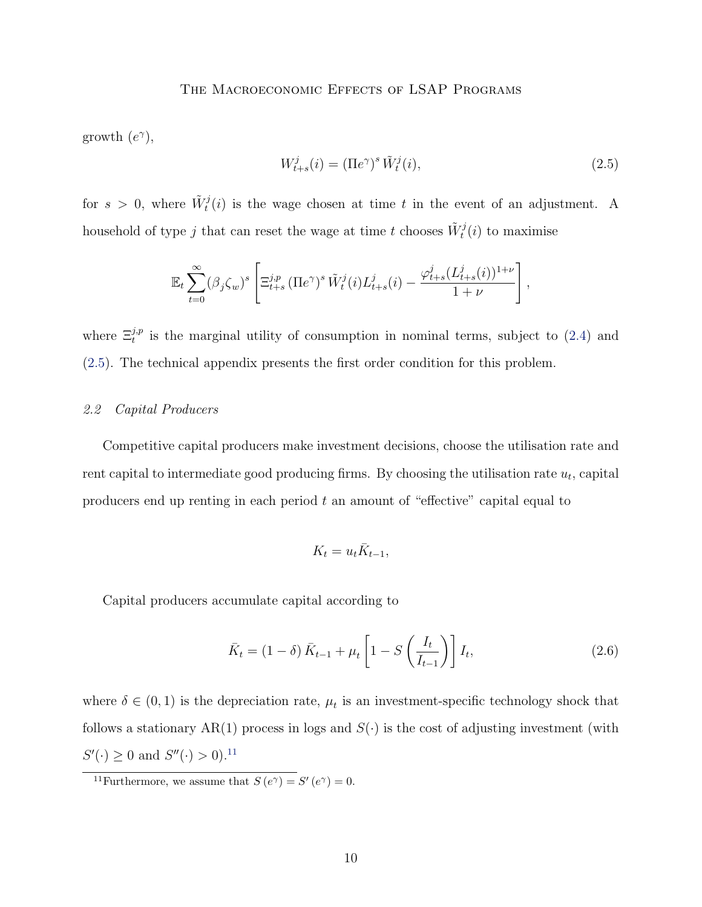growth ($e^{\gamma}$),

$$W_{t+s}^{j}(i) = (\Pi e^{\gamma})^{s} \tilde{W}_{t}^{j}(i), \tag{2.5}$$

for $s > 0$, where $\tilde{W}_{t}^{j}(i)$ is the wage chosen at time $t$ in the event of an adjustment. A household of type $j$ that can reset the wage at time $t$ chooses $\tilde{W}_{t}^{j}(i)$ to maximise

$$\mathbb{E}_{t} \sum_{t=0}^{\infty} (\beta_{j}\zeta_{w})^{s} \left[ \Xi_{t+s}^{j,p} (\Pi e^{\gamma})^{s} \tilde{W}_{t}^{j}(i) L_{t+s}^{j}(i) - \frac{\varphi_{t+s}^{j} (L_{t+s}^{j}(i))^{1+\nu}}{1+\nu} \right],$$

where $\Xi_{t}^{j,p}$ is the marginal utility of consumption in nominal terms, subject to (2.4) and (2.5). The technical appendix presents the first order condition for this problem.

### *2.2 Capital Producers*

Competitive capital producers make investment decisions, choose the utilisation rate and rent capital to intermediate good producing firms. By choosing the utilisation rate $u_{t}$, capital producers end up renting in each period $t$ an amount of "effective" capital equal to

$$K_{t} = u_{t} \bar{K}_{t-1},$$

Capital producers accumulate capital according to

$$\bar{K}_{t} = (1-\delta) \bar{K}_{t-1} + \mu_{t} \left[ 1 - S\left( \frac{I_{t}}{I_{t-1}} \right) \right] I_{t}, \tag{2.6}$$

where $\delta \in (0,1)$ is the depreciation rate, $\mu_{t}$ is an investment-specific technology shock that follows a stationary AR(1) process in logs and $S(\cdot)$ is the cost of adjusting investment (with $S'(\cdot) \geq 0$ and $S''(\cdot) > 0$).[11]

[11] Furthermore, we assume that $S(e^{\gamma}) = S'(e^{\gamma}) = 0$.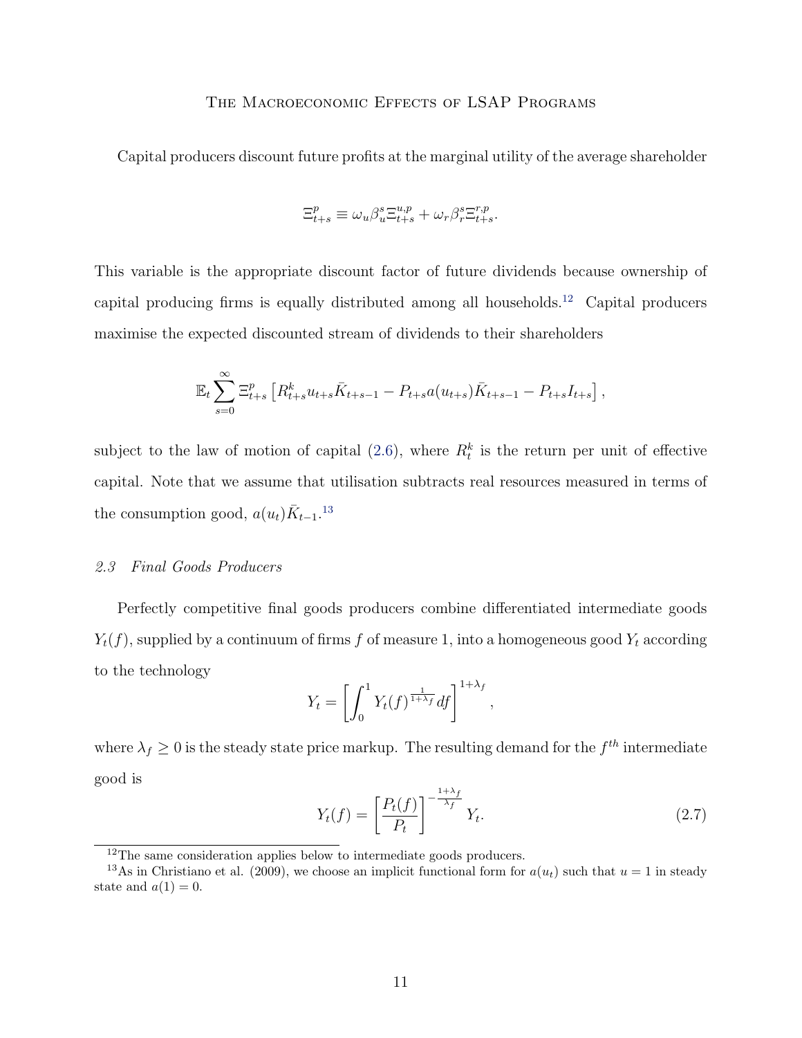Capital producers discount future profits at the marginal utility of the average shareholder

$$\Xi^p_{t+s} \equiv \omega_u \beta_u^s \Xi^{u,p}_{t+s} + \omega_r \beta_r^s \Xi^{r,p}_{t+s}.$$

This variable is the appropriate discount factor of future dividends because ownership of capital producing firms is equally distributed among all households.[12] Capital producers maximise the expected discounted stream of dividends to their shareholders

$$\mathbb{E}_t \sum_{s=0}^{\infty} \Xi^p_{t+s} \left[ R^k_{t+s} u_{t+s} \bar{K}_{t+s-1} - P_{t+s} a(u_{t+s}) \bar{K}_{t+s-1} - P_{t+s} I_{t+s} \right],$$

subject to the law of motion of capital (2.6), where $R^k_t$ is the return per unit of effective capital. Note that we assume that utilisation subtracts real resources measured in terms of the consumption good, $a(u_t)\bar{K}_{t-1}$.[13]

### *2.3 Final Goods Producers*

Perfectly competitive final goods producers combine differentiated intermediate goods $Y_t(f)$, supplied by a continuum of firms $f$ of measure 1, into a homogeneous good $Y_t$ according to the technology

$$Y_t = \left[ \int_0^1 Y_t(f)^{\frac{1}{1+\lambda_f}} df \right]^{1+\lambda_f},$$

where $\lambda_f \geq 0$ is the steady state price markup. The resulting demand for the $f^{th}$ intermediate good is

$$Y_t(f) = \left[ \frac{P_t(f)}{P_t} \right]^{-\frac{1+\lambda_f}{\lambda_f}} Y_t. \tag{2.7}$$

[12] The same consideration applies below to intermediate goods producers.

[13] As in Christiano et al. (2009), we choose an implicit functional form for $a(u_t)$ such that $u = 1$ in steady state and $a(1) = 0$.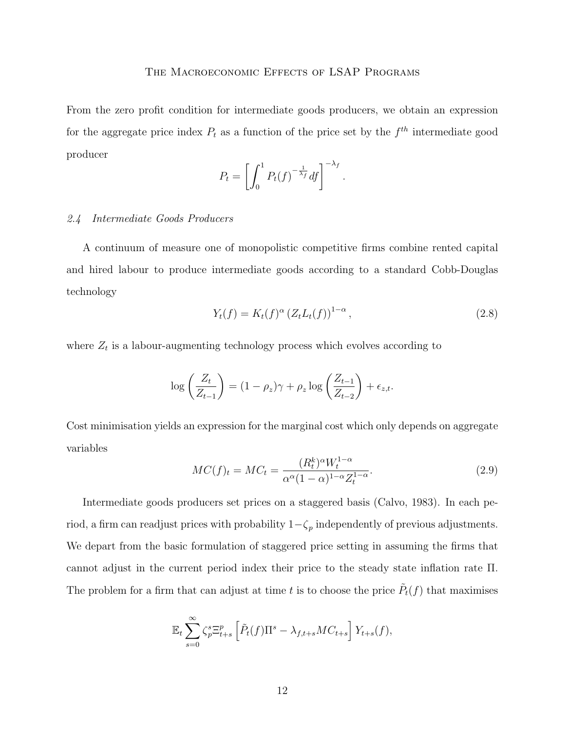From the zero profit condition for intermediate goods producers, we obtain an expression for the aggregate price index $P_t$ as a function of the price set by the $f^{th}$ intermediate good producer

$$P_t = \left[ \int_0^1 P_t(f)^{-\frac{1}{\lambda_f}} df \right]^{-\lambda_f}.$$

### *2.4 Intermediate Goods Producers*

A continuum of measure one of monopolistic competitive firms combine rented capital and hired labour to produce intermediate goods according to a standard Cobb-Douglas technology

$$Y_t(f) = K_t(f)^{\alpha} \left( Z_t L_t(f) \right)^{1-\alpha}, \tag{2.8}$$

where $Z_t$ is a labour-augmenting technology process which evolves according to

$$\log \left( \frac{Z_t}{Z_{t-1}} \right) = (1 - \rho_z)\gamma + \rho_z \log \left( \frac{Z_{t-1}}{Z_{t-2}} \right) + \epsilon_{z,t}.$$

Cost minimisation yields an expression for the marginal cost which only depends on aggregate variables

$$MC(f)_t = MC_t = \frac{(R_t^k)^{\alpha} W_t^{1-\alpha}}{\alpha^{\alpha}(1-\alpha)^{1-\alpha} Z_t^{1-\alpha}}. \tag{2.9}$$

Intermediate goods producers set prices on a staggered basis (Calvo, 1983). In each period, a firm can readjust prices with probability $1-\zeta_p$ independently of previous adjustments. We depart from the basic formulation of staggered price setting in assuming the firms that cannot adjust in the current period index their price to the steady state inflation rate $\Pi$. The problem for a firm that can adjust at time $t$ is to choose the price $\tilde{P}_t(f)$ that maximises

$$\mathbb{E}_t \sum_{s=0}^{\infty} \zeta_p^s \Xi_{t+s}^p \left[ \tilde{P}_t(f) \Pi^s - \lambda_{f,t+s} MC_{t+s} \right] Y_{t+s}(f),$$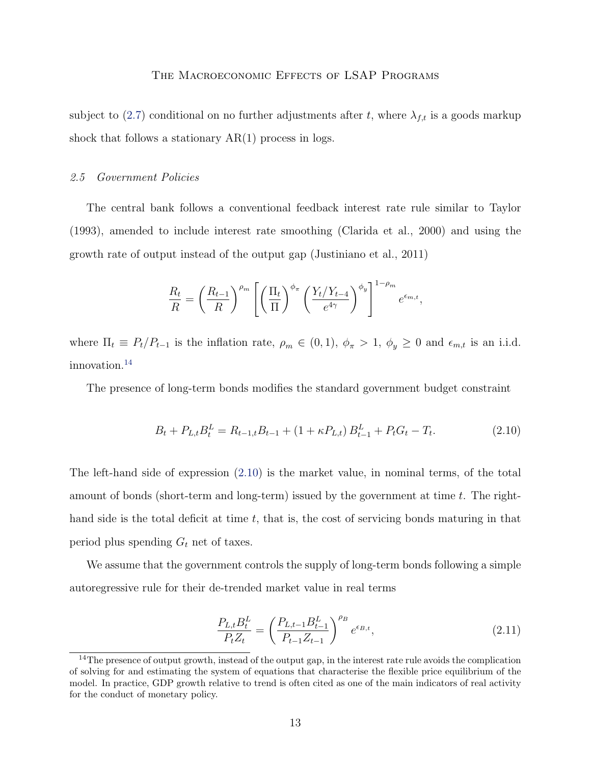subject to (2.7) conditional on no further adjustments after $t$, where $\lambda_{f,t}$ is a goods markup shock that follows a stationary AR(1) process in logs.

### 2.5 Government Policies

The central bank follows a conventional feedback interest rate rule similar to Taylor (1993), amended to include interest rate smoothing (Clarida et al., 2000) and using the growth rate of output instead of the output gap (Justiniano et al., 2011)

$$\frac{R_t}{R} = \left(\frac{R_{t-1}}{R}\right)^{\rho_m} \left[\left(\frac{\Pi_t}{\Pi}\right)^{\phi_\pi} \left(\frac{Y_t/Y_{t-4}}{e^{4\gamma}}\right)^{\phi_y}\right]^{1-\rho_m} e^{\epsilon_{m,t}},$$

where $\Pi_t \equiv P_t/P_{t-1}$ is the inflation rate, $\rho_m \in (0,1)$, $\phi_\pi > 1$, $\phi_y \geq 0$ and $\epsilon_{m,t}$ is an i.i.d. innovation.[14]

The presence of long-term bonds modifies the standard government budget constraint

$$B_t + P_{L,t}B_t^L = R_{t-1,t}B_{t-1} + (1 + \kappa P_{L,t})\,B_{t-1}^L + P_tG_t - T_t. \tag{2.10}$$

The left-hand side of expression (2.10) is the market value, in nominal terms, of the total amount of bonds (short-term and long-term) issued by the government at time $t$. The right-hand side is the total deficit at time $t$, that is, the cost of servicing bonds maturing in that period plus spending $G_t$ net of taxes.

We assume that the government controls the supply of long-term bonds following a simple autoregressive rule for their de-trended market value in real terms

$$\frac{P_{L,t}B_t^L}{P_tZ_t} = \left(\frac{P_{L,t-1}B_{t-1}^L}{P_{t-1}Z_{t-1}}\right)^{\rho_B} e^{\epsilon_{B,t}}, \tag{2.11}$$

[14] The presence of output growth, instead of the output gap, in the interest rate rule avoids the complication of solving for and estimating the system of equations that characterise the flexible price equilibrium of the model. In practice, GDP growth relative to trend is often cited as one of the main indicators of real activity for the conduct of monetary policy.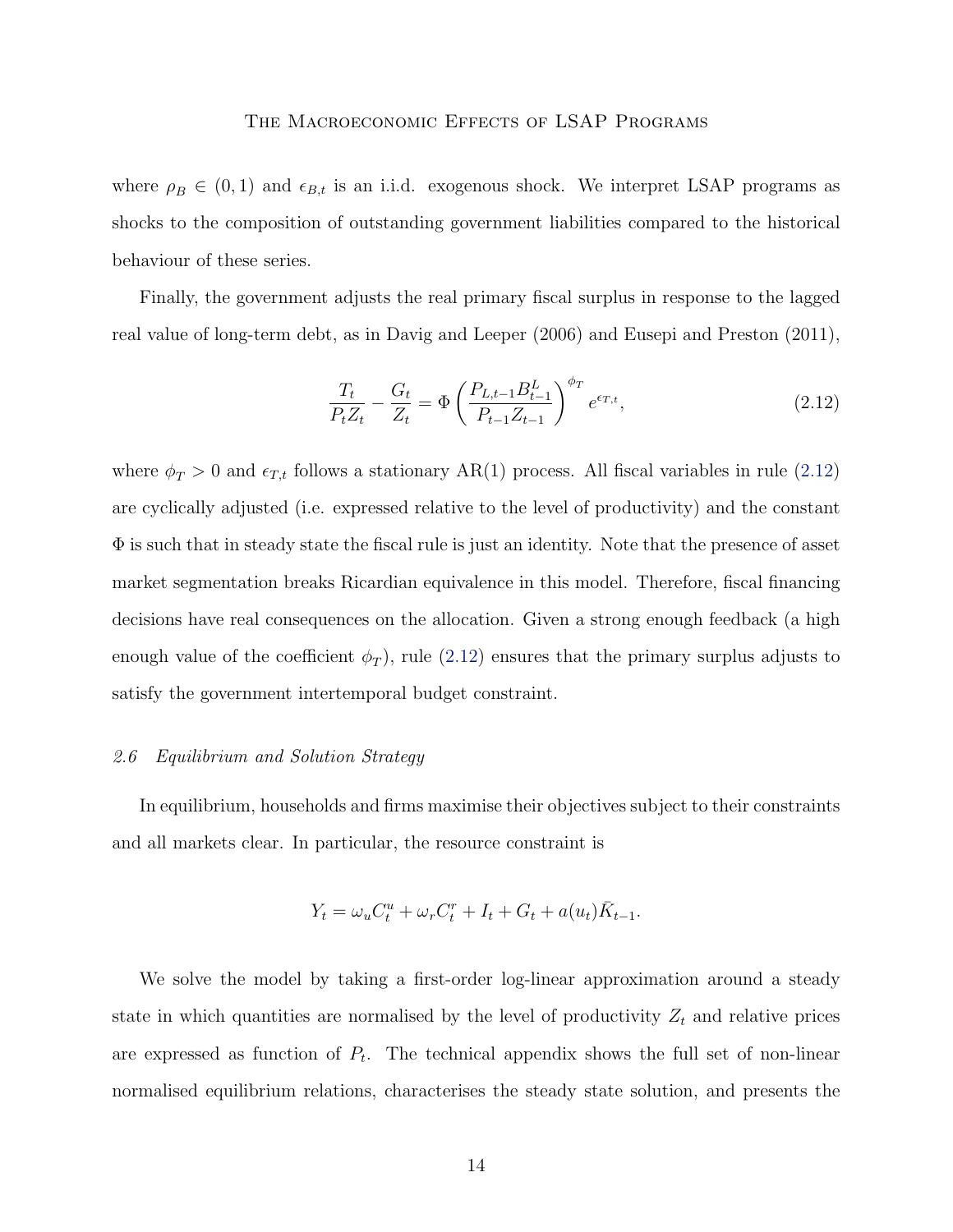where $\rho_B \in (0,1)$ and $\epsilon_{B,t}$ is an i.i.d. exogenous shock. We interpret LSAP programs as shocks to the composition of outstanding government liabilities compared to the historical behaviour of these series.

Finally, the government adjusts the real primary fiscal surplus in response to the lagged real value of long-term debt, as in Davig and Leeper (2006) and Eusepi and Preston (2011),

$$\frac{T_t}{P_t Z_t} - \frac{G_t}{Z_t} = \Phi \left( \frac{P_{L,t-1} B_{t-1}^L}{P_{t-1} Z_{t-1}} \right)^{\phi_T} e^{\epsilon_{T,t}}, \tag{2.12}$$

where $\phi_T > 0$ and $\epsilon_{T,t}$ follows a stationary AR(1) process. All fiscal variables in rule (2.12) are cyclically adjusted (i.e. expressed relative to the level of productivity) and the constant $\Phi$ is such that in steady state the fiscal rule is just an identity. Note that the presence of asset market segmentation breaks Ricardian equivalence in this model. Therefore, fiscal financing decisions have real consequences on the allocation. Given a strong enough feedback (a high enough value of the coefficient $\phi_T$), rule (2.12) ensures that the primary surplus adjusts to satisfy the government intertemporal budget constraint.

### *2.6 Equilibrium and Solution Strategy*

In equilibrium, households and firms maximise their objectives subject to their constraints and all markets clear. In particular, the resource constraint is

$$Y_t = \omega_u C_t^u + \omega_r C_t^r + I_t + G_t + a(u_t)\bar{K}_{t-1}.$$

We solve the model by taking a first-order log-linear approximation around a steady state in which quantities are normalised by the level of productivity $Z_t$ and relative prices are expressed as function of $P_t$. The technical appendix shows the full set of non-linear normalised equilibrium relations, characterises the steady state solution, and presents the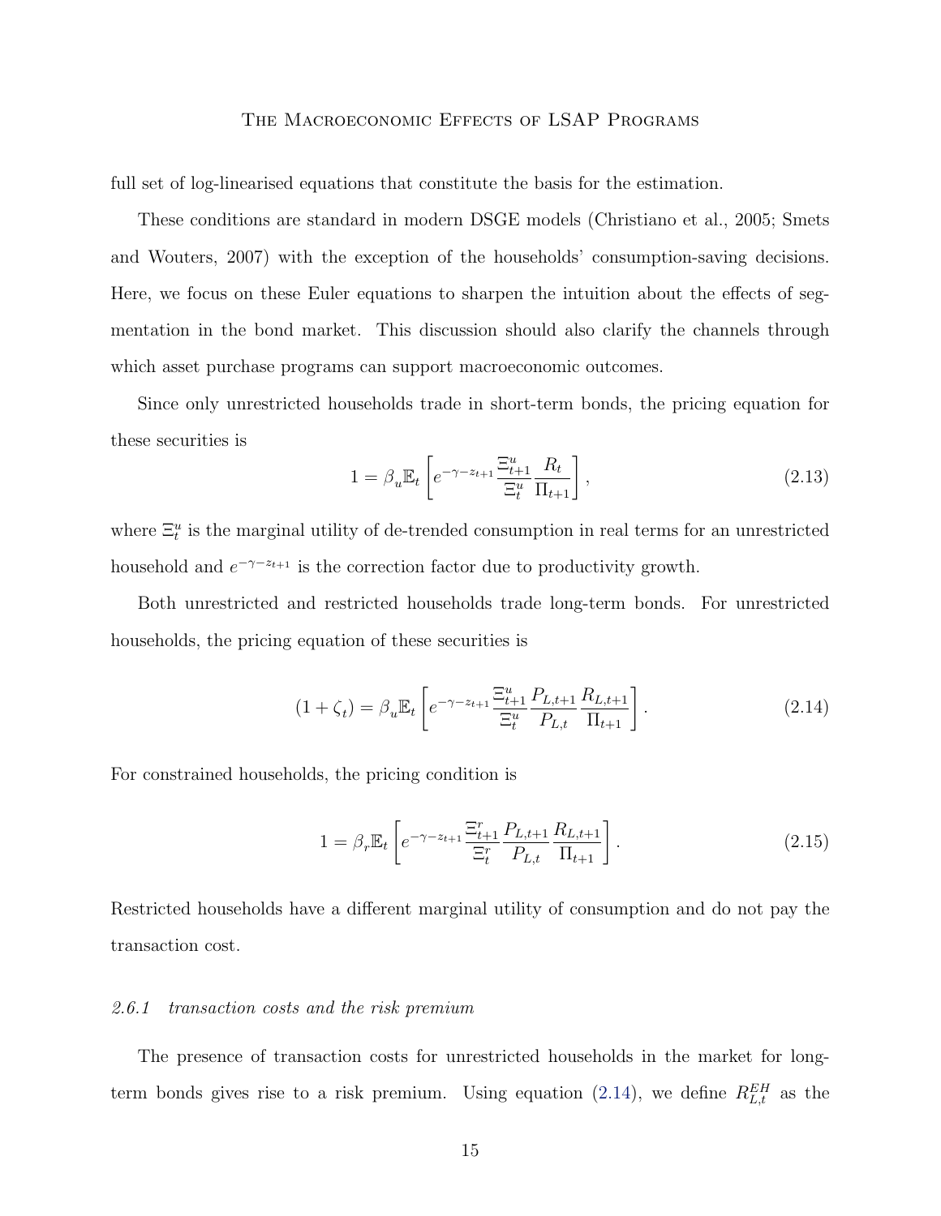full set of log-linearised equations that constitute the basis for the estimation.

These conditions are standard in modern DSGE models (Christiano et al., 2005; Smets and Wouters, 2007) with the exception of the households' consumption-saving decisions. Here, we focus on these Euler equations to sharpen the intuition about the effects of segmentation in the bond market. This discussion should also clarify the channels through which asset purchase programs can support macroeconomic outcomes.

Since only unrestricted households trade in short-term bonds, the pricing equation for these securities is

$$1 = \beta_u \mathbb{E}_t \left[ e^{-\gamma - z_{t+1}} \frac{\Xi^u_{t+1}}{\Xi^u_t} \frac{R_t}{\Pi_{t+1}} \right], \tag{2.13}$$

where $\Xi^u_t$ is the marginal utility of de-trended consumption in real terms for an unrestricted household and $e^{-\gamma - z_{t+1}}$ is the correction factor due to productivity growth.

Both unrestricted and restricted households trade long-term bonds. For unrestricted households, the pricing equation of these securities is

$$(1 + \zeta_t) = \beta_u \mathbb{E}_t \left[ e^{-\gamma - z_{t+1}} \frac{\Xi^u_{t+1}}{\Xi^u_t} \frac{P_{L,t+1}}{P_{L,t}} \frac{R_{L,t+1}}{\Pi_{t+1}} \right]. \tag{2.14}$$

For constrained households, the pricing condition is

$$1 = \beta_r \mathbb{E}_t \left[ e^{-\gamma - z_{t+1}} \frac{\Xi^r_{t+1}}{\Xi^r_t} \frac{P_{L,t+1}}{P_{L,t}} \frac{R_{L,t+1}}{\Pi_{t+1}} \right]. \tag{2.15}$$

Restricted households have a different marginal utility of consumption and do not pay the transaction cost.

### 2.6.1 *transaction costs and the risk premium*

The presence of transaction costs for unrestricted households in the market for long-term bonds gives rise to a risk premium. Using equation (2.14), we define $R^{EH}_{L,t}$ as the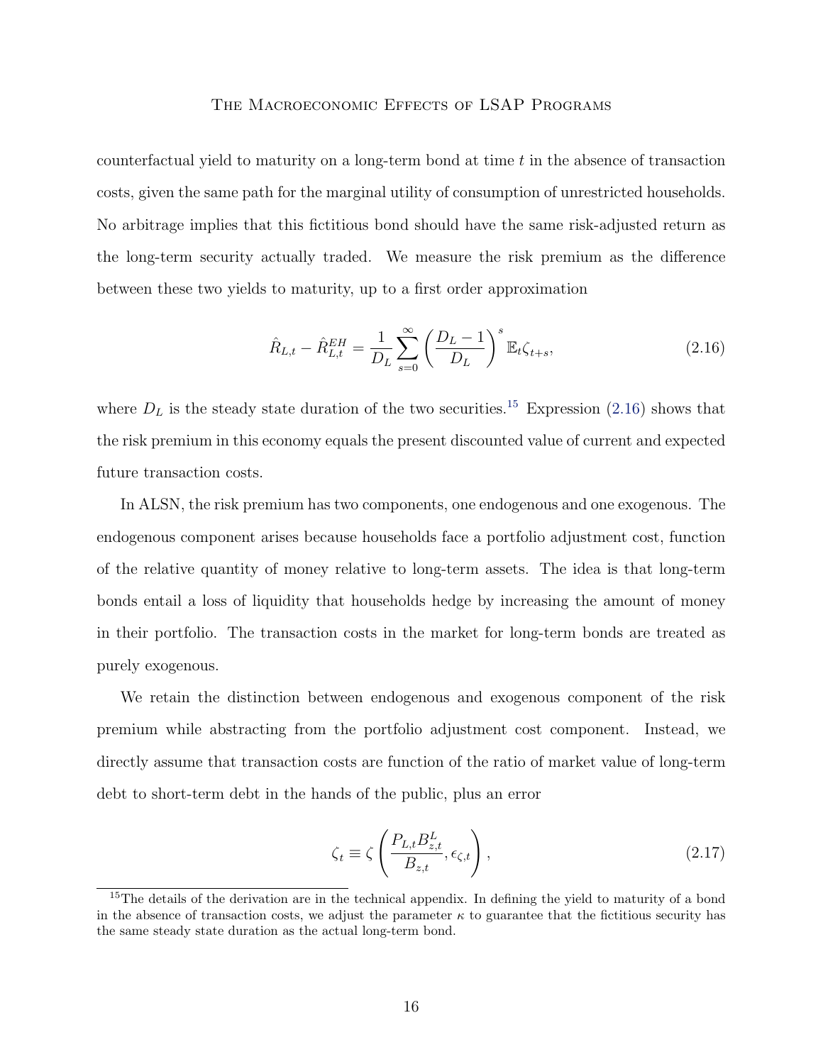counterfactual yield to maturity on a long-term bond at time $t$ in the absence of transaction costs, given the same path for the marginal utility of consumption of unrestricted households. No arbitrage implies that this fictitious bond should have the same risk-adjusted return as the long-term security actually traded. We measure the risk premium as the difference between these two yields to maturity, up to a first order approximation

$$\hat{R}_{L,t} - \hat{R}_{L,t}^{EH} = \frac{1}{D_L} \sum_{s=0}^{\infty} \left( \frac{D_L - 1}{D_L} \right)^s \mathbb{E}_t \zeta_{t+s}, \tag{2.16}$$

where $D_L$ is the steady state duration of the two securities.[15] Expression (2.16) shows that the risk premium in this economy equals the present discounted value of current and expected future transaction costs.

In ALSN, the risk premium has two components, one endogenous and one exogenous. The endogenous component arises because households face a portfolio adjustment cost, function of the relative quantity of money relative to long-term assets. The idea is that long-term bonds entail a loss of liquidity that households hedge by increasing the amount of money in their portfolio. The transaction costs in the market for long-term bonds are treated as purely exogenous.

We retain the distinction between endogenous and exogenous component of the risk premium while abstracting from the portfolio adjustment cost component. Instead, we directly assume that transaction costs are function of the ratio of market value of long-term debt to short-term debt in the hands of the public, plus an error

$$\zeta_t \equiv \zeta \left( \frac{P_{L,t} B_{z,t}^L}{B_{z,t}}, \epsilon_{\zeta,t} \right), \tag{2.17}$$

[15] The details of the derivation are in the technical appendix. In defining the yield to maturity of a bond in the absence of transaction costs, we adjust the parameter $\kappa$ to guarantee that the fictitious security has the same steady state duration as the actual long-term bond.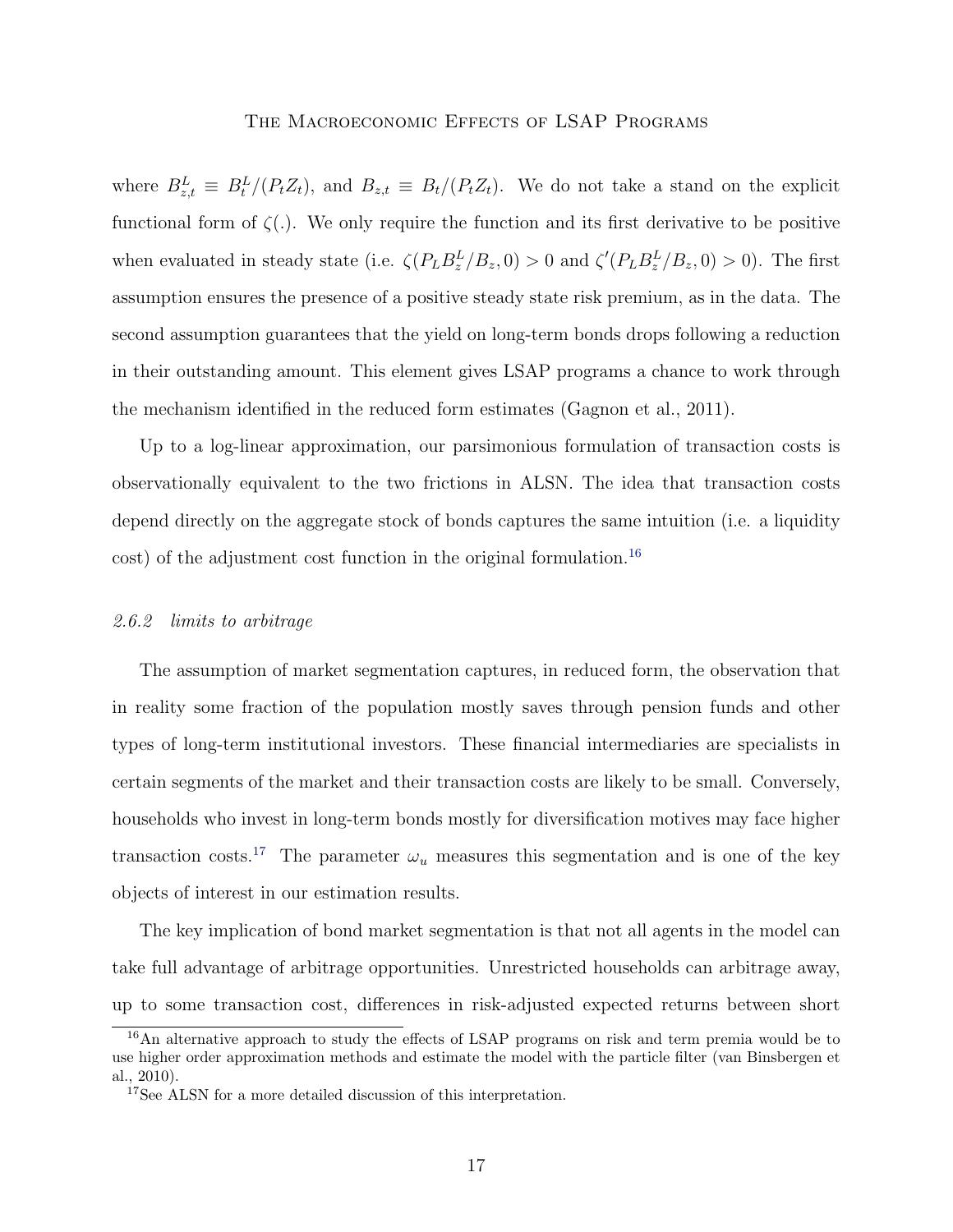where $B^L_{z,t} \equiv B^L_t/(P_t Z_t)$, and $B_{z,t} \equiv B_t/(P_t Z_t)$. We do not take a stand on the explicit functional form of $\zeta(.)$. We only require the function and its first derivative to be positive when evaluated in steady state (i.e. $\zeta(P_L B^L_z/B_z, 0) > 0$ and $\zeta'(P_L B^L_z/B_z, 0) > 0$). The first assumption ensures the presence of a positive steady state risk premium, as in the data. The second assumption guarantees that the yield on long-term bonds drops following a reduction in their outstanding amount. This element gives LSAP programs a chance to work through the mechanism identified in the reduced form estimates (Gagnon et al., 2011).

Up to a log-linear approximation, our parsimonious formulation of transaction costs is observationally equivalent to the two frictions in ALSN. The idea that transaction costs depend directly on the aggregate stock of bonds captures the same intuition (i.e. a liquidity cost) of the adjustment cost function in the original formulation.[16]

### *2.6.2 limits to arbitrage*

The assumption of market segmentation captures, in reduced form, the observation that in reality some fraction of the population mostly saves through pension funds and other types of long-term institutional investors. These financial intermediaries are specialists in certain segments of the market and their transaction costs are likely to be small. Conversely, households who invest in long-term bonds mostly for diversification motives may face higher transaction costs.[17] The parameter $\omega_u$ measures this segmentation and is one of the key objects of interest in our estimation results.

The key implication of bond market segmentation is that not all agents in the model can take full advantage of arbitrage opportunities. Unrestricted households can arbitrage away, up to some transaction cost, differences in risk-adjusted expected returns between short

[16] An alternative approach to study the effects of LSAP programs on risk and term premia would be to use higher order approximation methods and estimate the model with the particle filter (van Binsbergen et al., 2010).

[17] See ALSN for a more detailed discussion of this interpretation.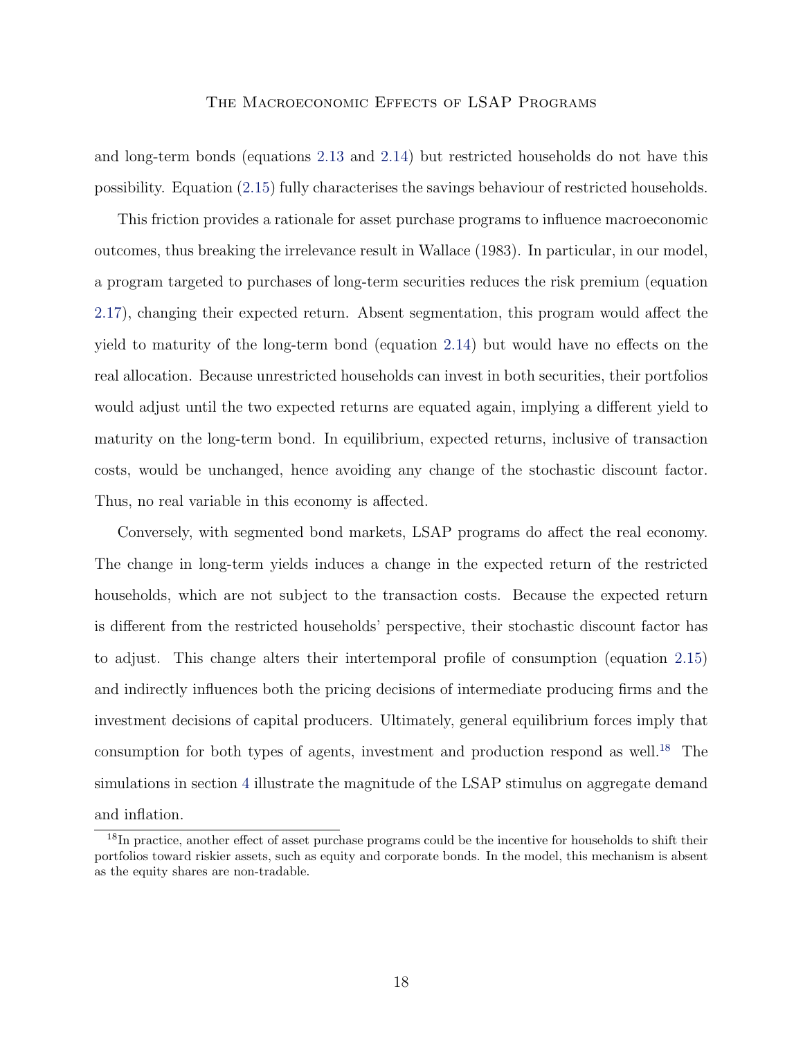and long-term bonds (equations 2.13 and 2.14) but restricted households do not have this possibility. Equation (2.15) fully characterises the savings behaviour of restricted households.

This friction provides a rationale for asset purchase programs to influence macroeconomic outcomes, thus breaking the irrelevance result in Wallace (1983). In particular, in our model, a program targeted to purchases of long-term securities reduces the risk premium (equation 2.17), changing their expected return. Absent segmentation, this program would affect the yield to maturity of the long-term bond (equation 2.14) but would have no effects on the real allocation. Because unrestricted households can invest in both securities, their portfolios would adjust until the two expected returns are equated again, implying a different yield to maturity on the long-term bond. In equilibrium, expected returns, inclusive of transaction costs, would be unchanged, hence avoiding any change of the stochastic discount factor. Thus, no real variable in this economy is affected.

Conversely, with segmented bond markets, LSAP programs do affect the real economy. The change in long-term yields induces a change in the expected return of the restricted households, which are not subject to the transaction costs. Because the expected return is different from the restricted households' perspective, their stochastic discount factor has to adjust. This change alters their intertemporal profile of consumption (equation 2.15) and indirectly influences both the pricing decisions of intermediate producing firms and the investment decisions of capital producers. Ultimately, general equilibrium forces imply that consumption for both types of agents, investment and production respond as well.[18] The simulations in section 4 illustrate the magnitude of the LSAP stimulus on aggregate demand and inflation.

[18] In practice, another effect of asset purchase programs could be the incentive for households to shift their portfolios toward riskier assets, such as equity and corporate bonds. In the model, this mechanism is absent as the equity shares are non-tradable.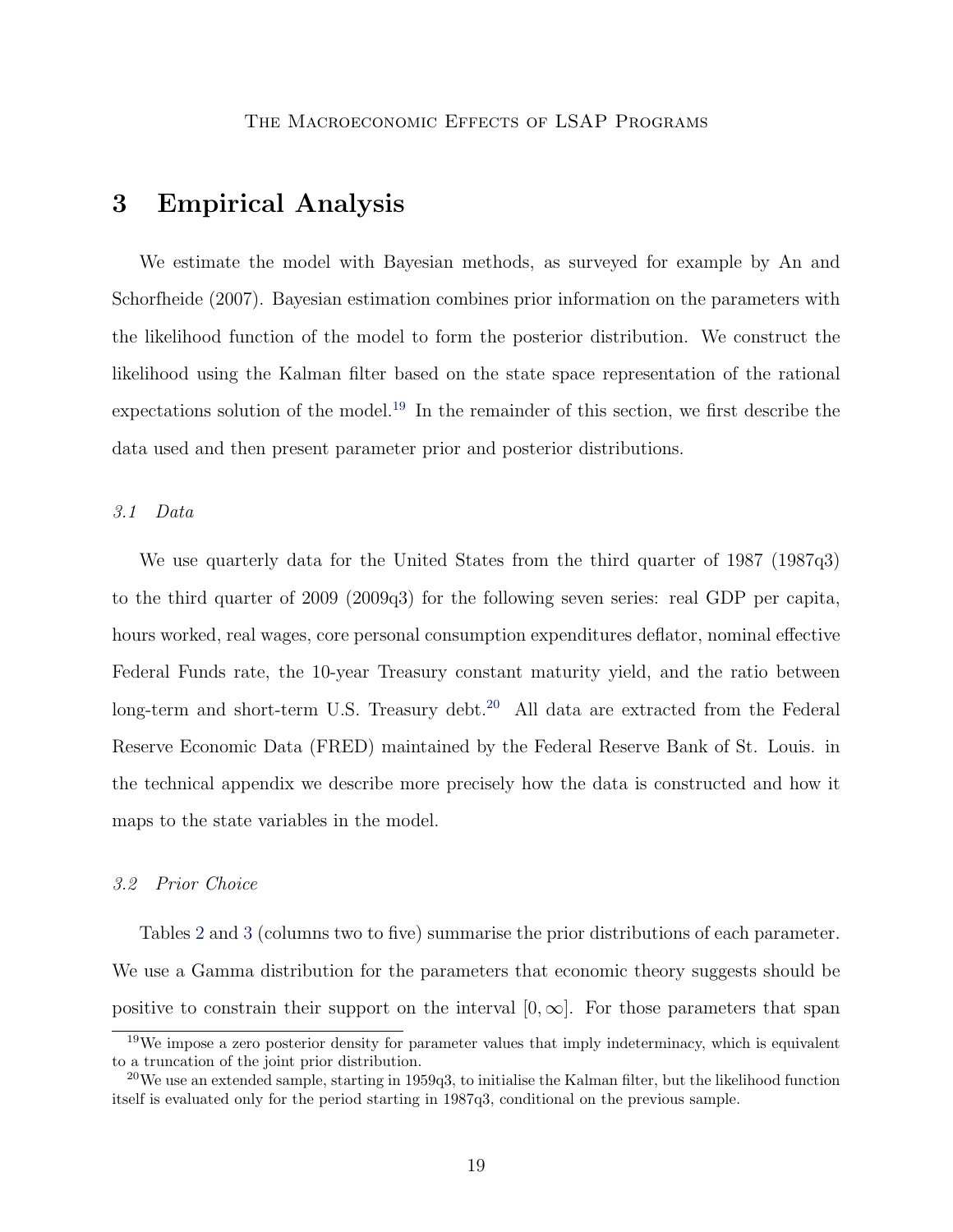# 3 Empirical Analysis

We estimate the model with Bayesian methods, as surveyed for example by An and Schorfheide (2007). Bayesian estimation combines prior information on the parameters with the likelihood function of the model to form the posterior distribution. We construct the likelihood using the Kalman filter based on the state space representation of the rational expectations solution of the model.[19] In the remainder of this section, we first describe the data used and then present parameter prior and posterior distributions.

### *3.1 Data*

We use quarterly data for the United States from the third quarter of 1987 (1987q3) to the third quarter of 2009 (2009q3) for the following seven series: real GDP per capita, hours worked, real wages, core personal consumption expenditures deflator, nominal effective Federal Funds rate, the 10-year Treasury constant maturity yield, and the ratio between long-term and short-term U.S. Treasury debt.[20] All data are extracted from the Federal Reserve Economic Data (FRED) maintained by the Federal Reserve Bank of St. Louis. in the technical appendix we describe more precisely how the data is constructed and how it maps to the state variables in the model.

### *3.2 Prior Choice*

Tables 2 and 3 (columns two to five) summarise the prior distributions of each parameter. We use a Gamma distribution for the parameters that economic theory suggests should be positive to constrain their support on the interval $[0, \infty]$. For those parameters that span

[19] We impose a zero posterior density for parameter values that imply indeterminacy, which is equivalent to a truncation of the joint prior distribution.

[20] We use an extended sample, starting in 1959q3, to initialise the Kalman filter, but the likelihood function itself is evaluated only for the period starting in 1987q3, conditional on the previous sample.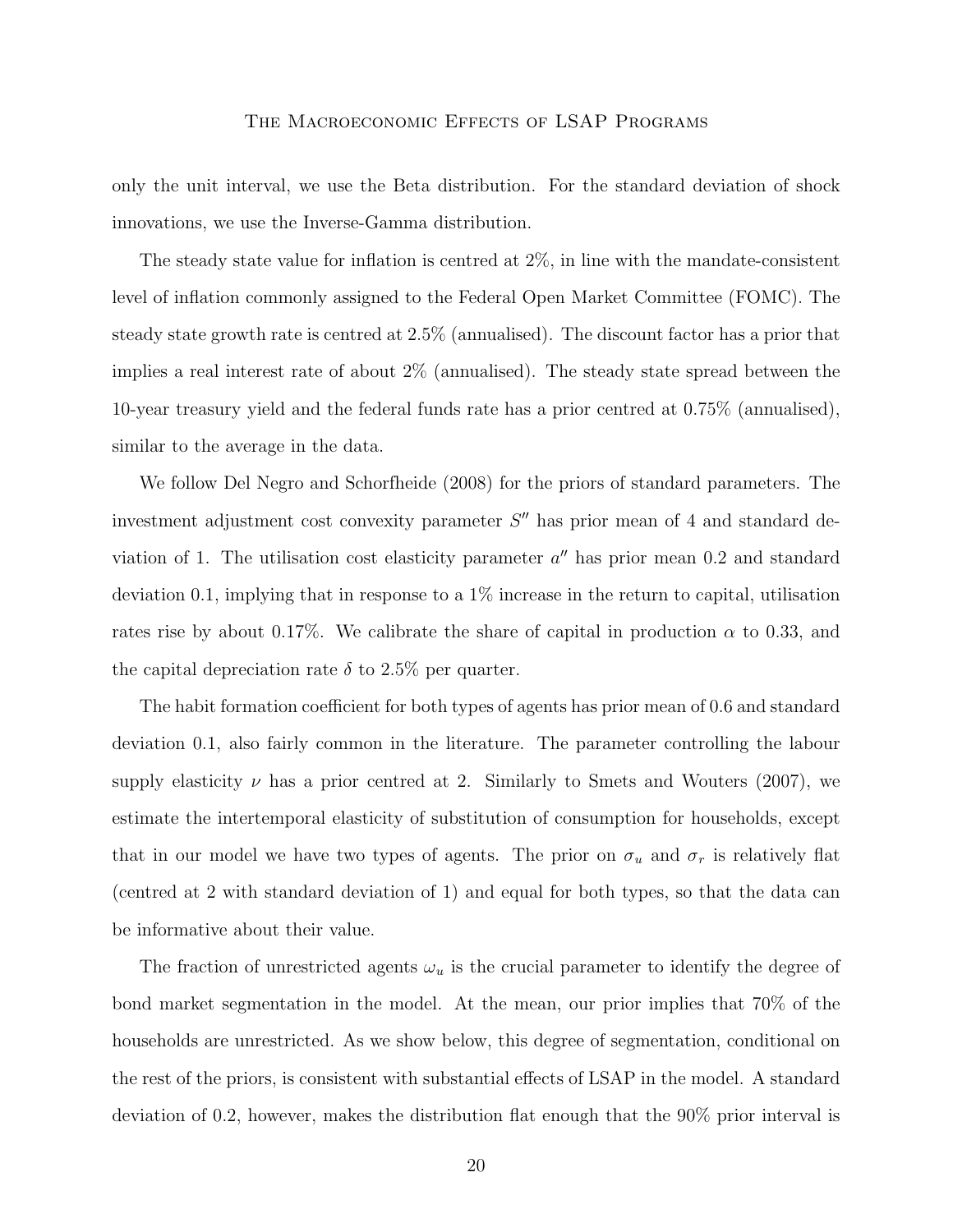only the unit interval, we use the Beta distribution. For the standard deviation of shock innovations, we use the Inverse-Gamma distribution.

The steady state value for inflation is centred at 2%, in line with the mandate-consistent level of inflation commonly assigned to the Federal Open Market Committee (FOMC). The steady state growth rate is centred at 2.5% (annualised). The discount factor has a prior that implies a real interest rate of about 2% (annualised). The steady state spread between the 10-year treasury yield and the federal funds rate has a prior centred at 0.75% (annualised), similar to the average in the data.

We follow Del Negro and Schorfheide (2008) for the priors of standard parameters. The investment adjustment cost convexity parameter $S''$ has prior mean of 4 and standard deviation of 1. The utilisation cost elasticity parameter $a''$ has prior mean 0.2 and standard deviation 0.1, implying that in response to a 1% increase in the return to capital, utilisation rates rise by about 0.17%. We calibrate the share of capital in production $\alpha$ to 0.33, and the capital depreciation rate $\delta$ to 2.5% per quarter.

The habit formation coefficient for both types of agents has prior mean of 0.6 and standard deviation 0.1, also fairly common in the literature. The parameter controlling the labour supply elasticity $\nu$ has a prior centred at 2. Similarly to Smets and Wouters (2007), we estimate the intertemporal elasticity of substitution of consumption for households, except that in our model we have two types of agents. The prior on $\sigma_u$ and $\sigma_r$ is relatively flat (centred at 2 with standard deviation of 1) and equal for both types, so that the data can be informative about their value.

The fraction of unrestricted agents $\omega_u$ is the crucial parameter to identify the degree of bond market segmentation in the model. At the mean, our prior implies that 70% of the households are unrestricted. As we show below, this degree of segmentation, conditional on the rest of the priors, is consistent with substantial effects of LSAP in the model. A standard deviation of 0.2, however, makes the distribution flat enough that the 90% prior interval is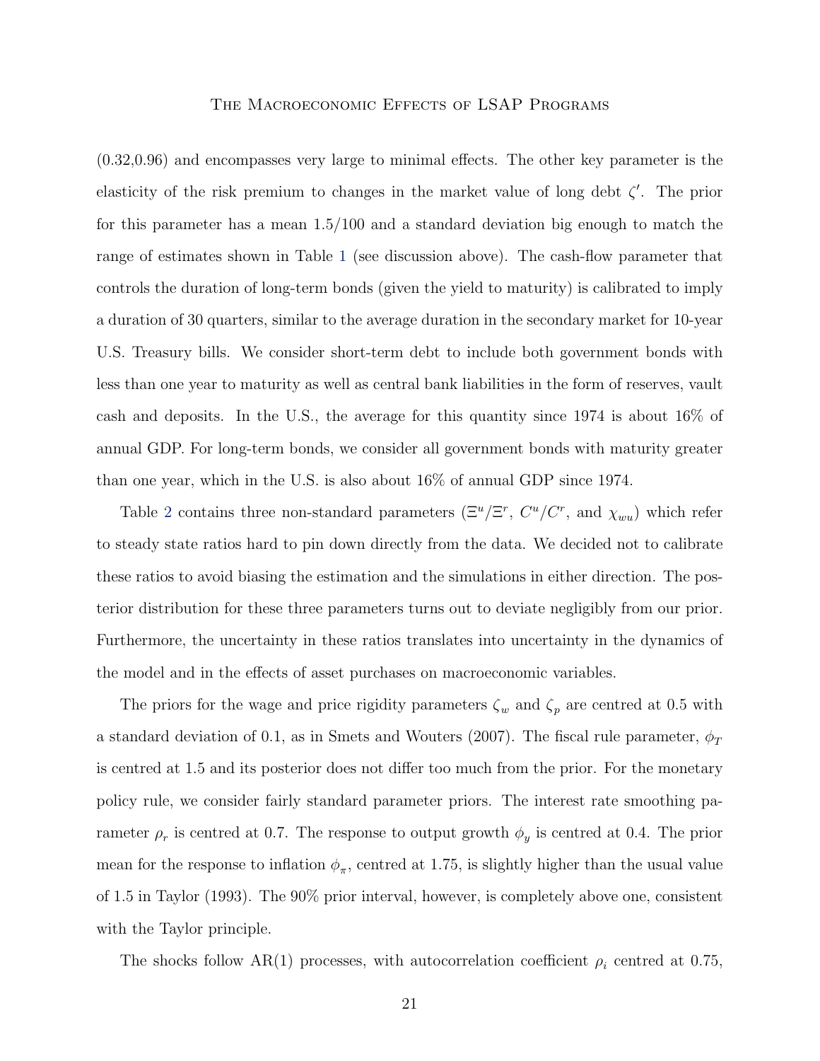(0.32,0.96) and encompasses very large to minimal effects. The other key parameter is the elasticity of the risk premium to changes in the market value of long debt $\zeta'$. The prior for this parameter has a mean 1.5/100 and a standard deviation big enough to match the range of estimates shown in Table 1 (see discussion above). The cash-flow parameter that controls the duration of long-term bonds (given the yield to maturity) is calibrated to imply a duration of 30 quarters, similar to the average duration in the secondary market for 10-year U.S. Treasury bills. We consider short-term debt to include both government bonds with less than one year to maturity as well as central bank liabilities in the form of reserves, vault cash and deposits. In the U.S., the average for this quantity since 1974 is about 16% of annual GDP. For long-term bonds, we consider all government bonds with maturity greater than one year, which in the U.S. is also about 16% of annual GDP since 1974.

Table 2 contains three non-standard parameters ($\Xi^u/\Xi^r$, $C^u/C^r$, and $\chi_{wu}$) which refer to steady state ratios hard to pin down directly from the data. We decided not to calibrate these ratios to avoid biasing the estimation and the simulations in either direction. The posterior distribution for these three parameters turns out to deviate negligibly from our prior. Furthermore, the uncertainty in these ratios translates into uncertainty in the dynamics of the model and in the effects of asset purchases on macroeconomic variables.

The priors for the wage and price rigidity parameters $\zeta_w$ and $\zeta_p$ are centred at 0.5 with a standard deviation of 0.1, as in Smets and Wouters (2007). The fiscal rule parameter, $\phi_T$ is centred at 1.5 and its posterior does not differ too much from the prior. For the monetary policy rule, we consider fairly standard parameter priors. The interest rate smoothing parameter $\rho_r$ is centred at 0.7. The response to output growth $\phi_y$ is centred at 0.4. The prior mean for the response to inflation $\phi_\pi$, centred at 1.75, is slightly higher than the usual value of 1.5 in Taylor (1993). The 90% prior interval, however, is completely above one, consistent with the Taylor principle.

The shocks follow AR(1) processes, with autocorrelation coefficient $\rho_i$ centred at 0.75,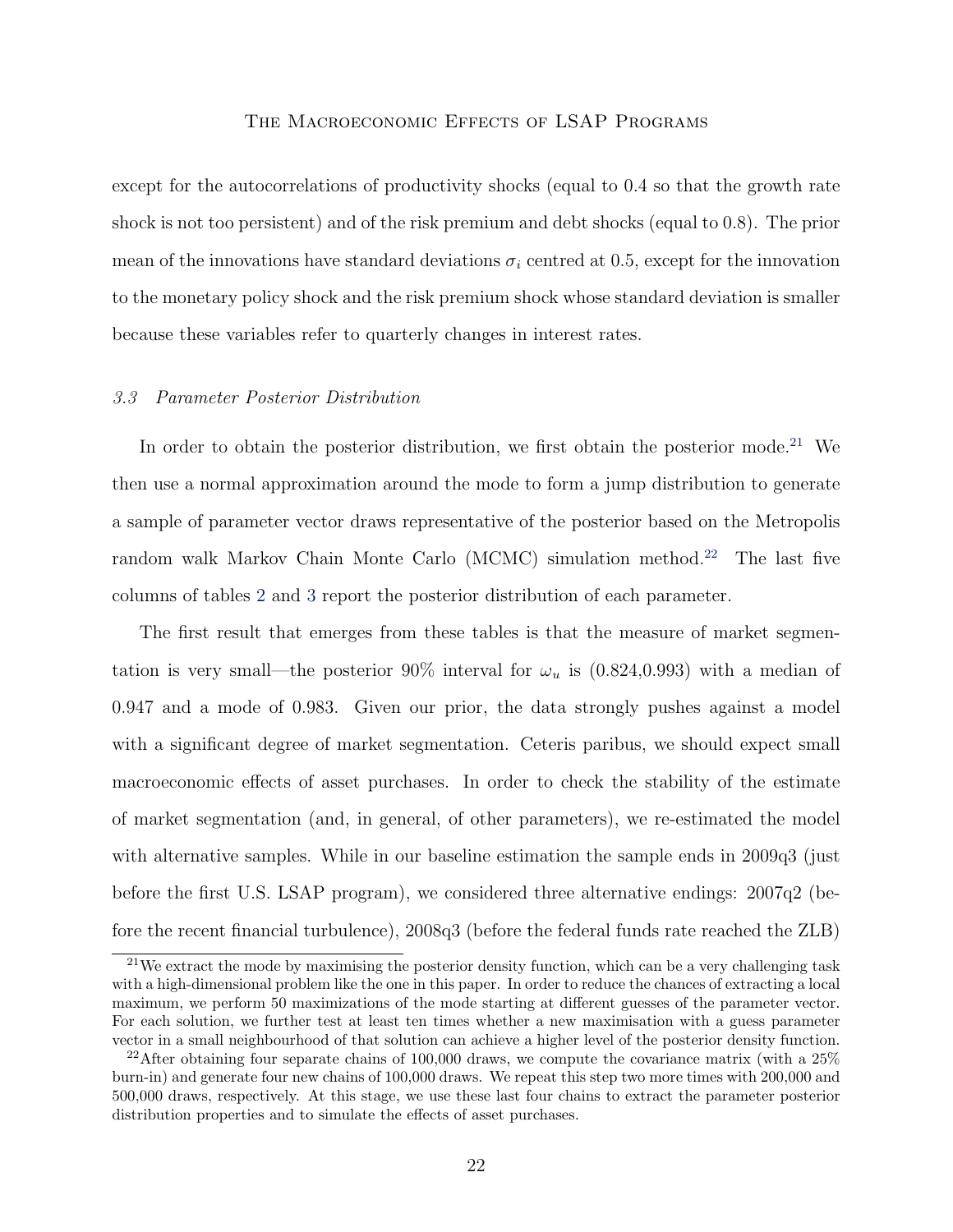except for the autocorrelations of productivity shocks (equal to 0.4 so that the growth rate shock is not too persistent) and of the risk premium and debt shocks (equal to 0.8). The prior mean of the innovations have standard deviations $\sigma_i$ centred at 0.5, except for the innovation to the monetary policy shock and the risk premium shock whose standard deviation is smaller because these variables refer to quarterly changes in interest rates.

### *3.3 Parameter Posterior Distribution*

In order to obtain the posterior distribution, we first obtain the posterior mode.[21] We then use a normal approximation around the mode to form a jump distribution to generate a sample of parameter vector draws representative of the posterior based on the Metropolis random walk Markov Chain Monte Carlo (MCMC) simulation method.[22] The last five columns of tables 2 and 3 report the posterior distribution of each parameter.

The first result that emerges from these tables is that the measure of market segmentation is very small—the posterior 90% interval for $\omega_u$ is (0.824,0.993) with a median of 0.947 and a mode of 0.983. Given our prior, the data strongly pushes against a model with a significant degree of market segmentation. Ceteris paribus, we should expect small macroeconomic effects of asset purchases. In order to check the stability of the estimate of market segmentation (and, in general, of other parameters), we re-estimated the model with alternative samples. While in our baseline estimation the sample ends in 2009q3 (just before the first U.S. LSAP program), we considered three alternative endings: 2007q2 (before the recent financial turbulence), 2008q3 (before the federal funds rate reached the ZLB)

---

[21] We extract the mode by maximising the posterior density function, which can be a very challenging task with a high-dimensional problem like the one in this paper. In order to reduce the chances of extracting a local maximum, we perform 50 maximizations of the mode starting at different guesses of the parameter vector. For each solution, we further test at least ten times whether a new maximisation with a guess parameter vector in a small neighbourhood of that solution can achieve a higher level of the posterior density function.

[22] After obtaining four separate chains of 100,000 draws, we compute the covariance matrix (with a 25% burn-in) and generate four new chains of 100,000 draws. We repeat this step two more times with 200,000 and 500,000 draws, respectively. At this stage, we use these last four chains to extract the parameter posterior distribution properties and to simulate the effects of asset purchases.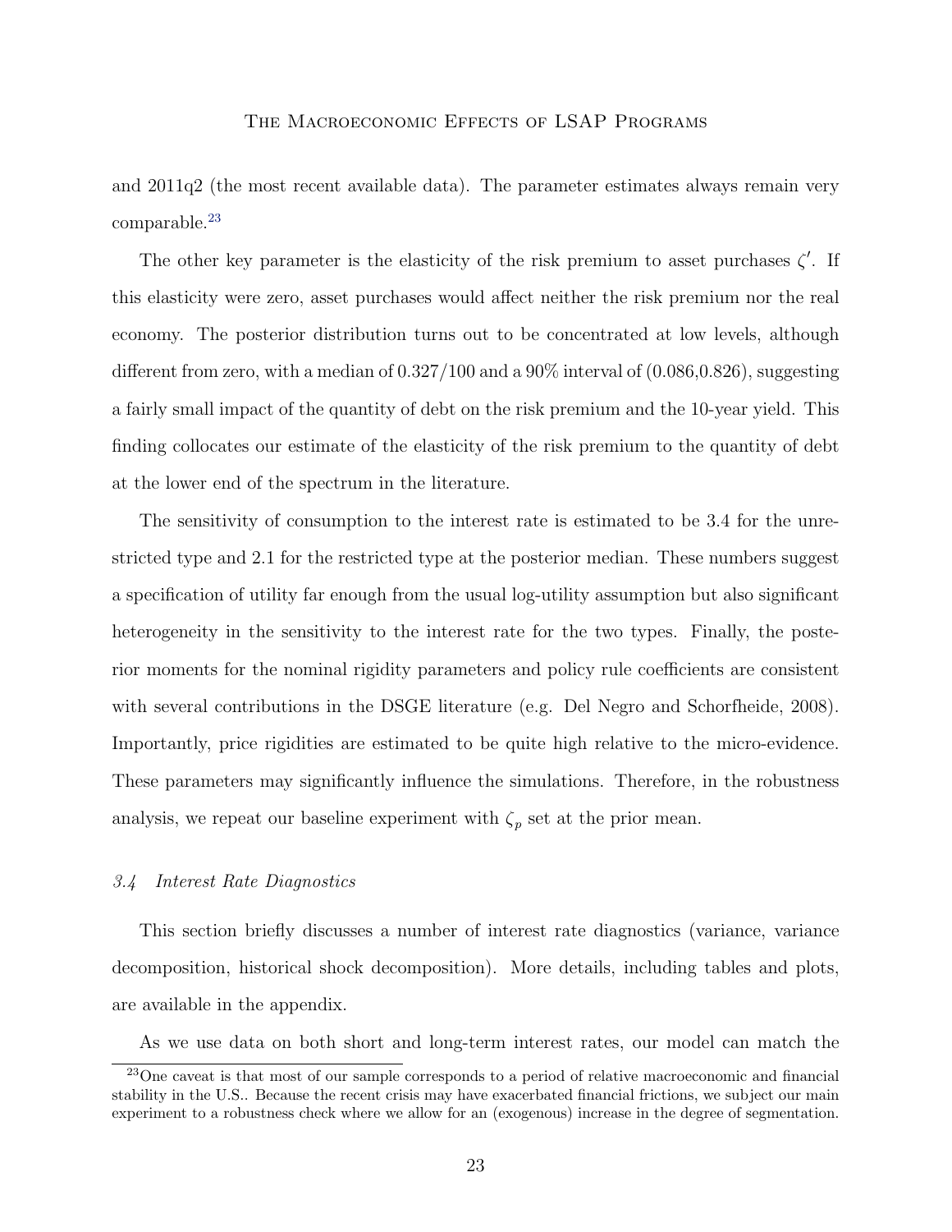and 2011q2 (the most recent available data). The parameter estimates always remain very comparable.[23]

The other key parameter is the elasticity of the risk premium to asset purchases $\zeta'$. If this elasticity were zero, asset purchases would affect neither the risk premium nor the real economy. The posterior distribution turns out to be concentrated at low levels, although different from zero, with a median of 0.327/100 and a 90% interval of (0.086,0.826), suggesting a fairly small impact of the quantity of debt on the risk premium and the 10-year yield. This finding collocates our estimate of the elasticity of the risk premium to the quantity of debt at the lower end of the spectrum in the literature.

The sensitivity of consumption to the interest rate is estimated to be 3.4 for the unrestricted type and 2.1 for the restricted type at the posterior median. These numbers suggest a specification of utility far enough from the usual log-utility assumption but also significant heterogeneity in the sensitivity to the interest rate for the two types. Finally, the posterior moments for the nominal rigidity parameters and policy rule coefficients are consistent with several contributions in the DSGE literature (e.g. Del Negro and Schorfheide, 2008). Importantly, price rigidities are estimated to be quite high relative to the micro-evidence. These parameters may significantly influence the simulations. Therefore, in the robustness analysis, we repeat our baseline experiment with $\zeta_p$ set at the prior mean.

### *3.4 Interest Rate Diagnostics*

This section briefly discusses a number of interest rate diagnostics (variance, variance decomposition, historical shock decomposition). More details, including tables and plots, are available in the appendix.

As we use data on both short and long-term interest rates, our model can match the

[23] One caveat is that most of our sample corresponds to a period of relative macroeconomic and financial stability in the U.S.. Because the recent crisis may have exacerbated financial frictions, we subject our main experiment to a robustness check where we allow for an (exogenous) increase in the degree of segmentation.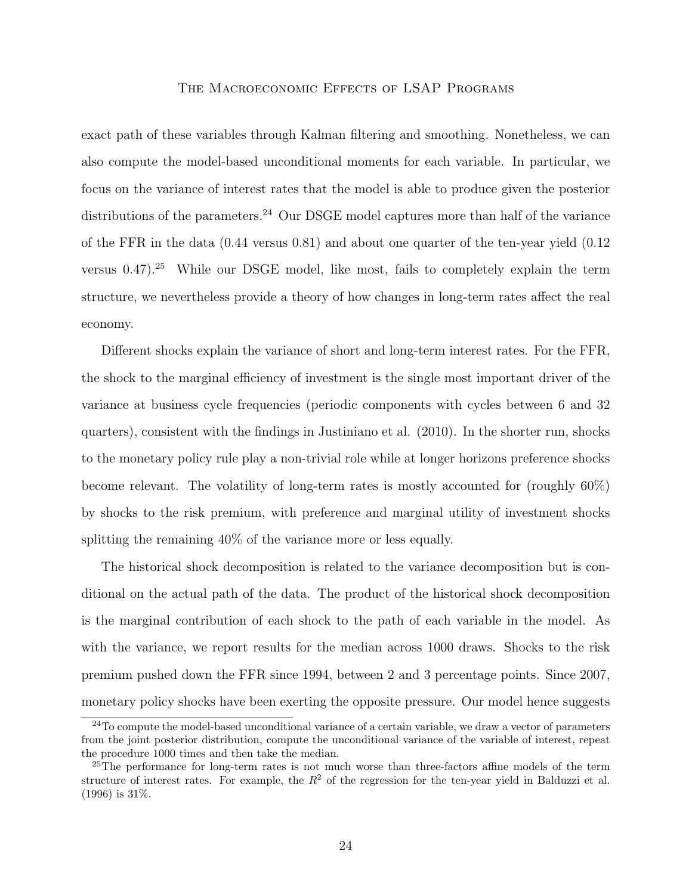exact path of these variables through Kalman filtering and smoothing. Nonetheless, we can also compute the model-based unconditional moments for each variable. In particular, we focus on the variance of interest rates that the model is able to produce given the posterior distributions of the parameters.[24] Our DSGE model captures more than half of the variance of the FFR in the data (0.44 versus 0.81) and about one quarter of the ten-year yield (0.12 versus 0.47).[25] While our DSGE model, like most, fails to completely explain the term structure, we nevertheless provide a theory of how changes in long-term rates affect the real economy.

Different shocks explain the variance of short and long-term interest rates. For the FFR, the shock to the marginal efficiency of investment is the single most important driver of the variance at business cycle frequencies (periodic components with cycles between 6 and 32 quarters), consistent with the findings in Justiniano et al. (2010). In the shorter run, shocks to the monetary policy rule play a non-trivial role while at longer horizons preference shocks become relevant. The volatility of long-term rates is mostly accounted for (roughly 60%) by shocks to the risk premium, with preference and marginal utility of investment shocks splitting the remaining 40% of the variance more or less equally.

The historical shock decomposition is related to the variance decomposition but is conditional on the actual path of the data. The product of the historical shock decomposition is the marginal contribution of each shock to the path of each variable in the model. As with the variance, we report results for the median across 1000 draws. Shocks to the risk premium pushed down the FFR since 1994, between 2 and 3 percentage points. Since 2007, monetary policy shocks have been exerting the opposite pressure. Our model hence suggests

[24] To compute the model-based unconditional variance of a certain variable, we draw a vector of parameters from the joint posterior distribution, compute the unconditional variance of the variable of interest, repeat the procedure 1000 times and then take the median.

[25] The performance for long-term rates is not much worse than three-factors affine models of the term structure of interest rates. For example, the $R^2$ of the regression for the ten-year yield in Balduzzi et al. (1996) is 31%.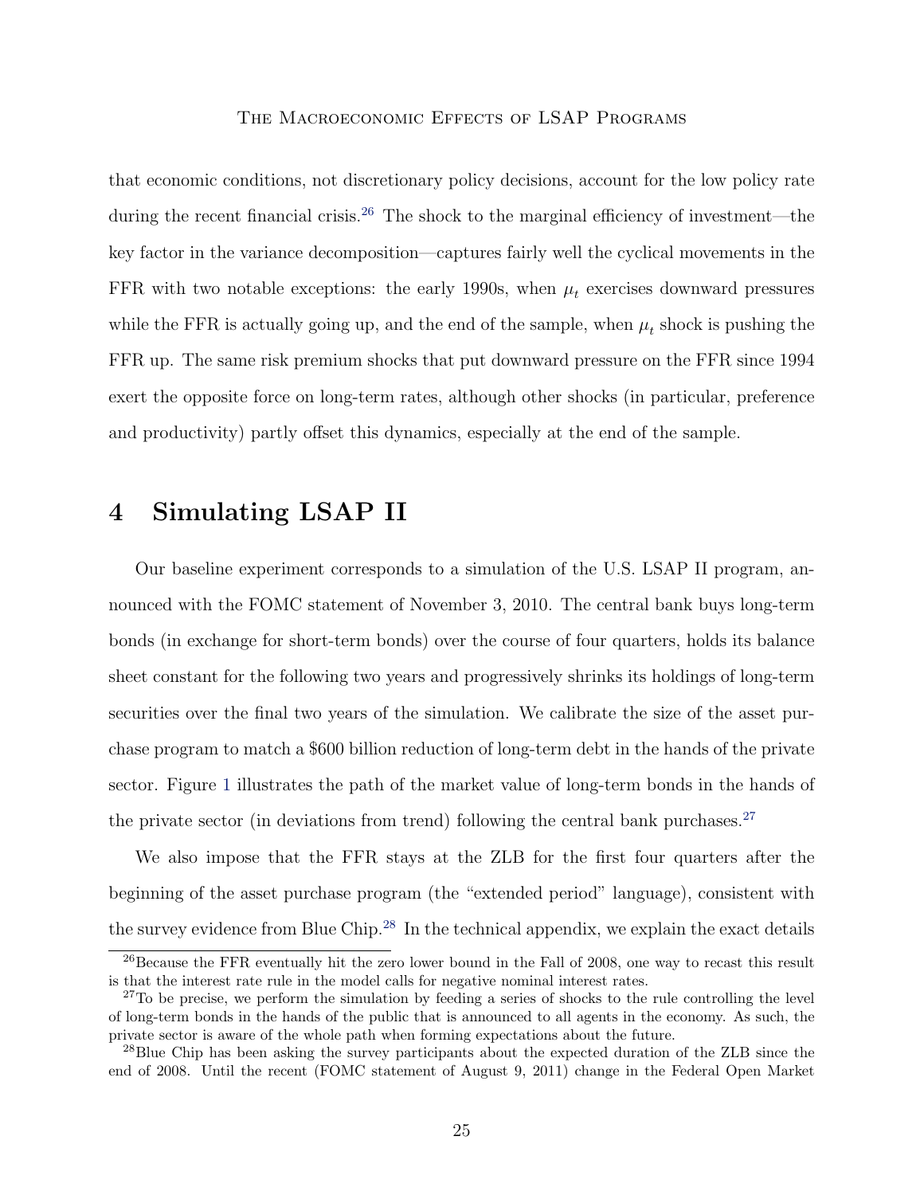that economic conditions, not discretionary policy decisions, account for the low policy rate during the recent financial crisis.[26] The shock to the marginal efficiency of investment—the key factor in the variance decomposition—captures fairly well the cyclical movements in the FFR with two notable exceptions: the early 1990s, when $\mu_t$ exercises downward pressures while the FFR is actually going up, and the end of the sample, when $\mu_t$ shock is pushing the FFR up. The same risk premium shocks that put downward pressure on the FFR since 1994 exert the opposite force on long-term rates, although other shocks (in particular, preference and productivity) partly offset this dynamics, especially at the end of the sample.

# 4 Simulating LSAP II

Our baseline experiment corresponds to a simulation of the U.S. LSAP II program, announced with the FOMC statement of November 3, 2010. The central bank buys long-term bonds (in exchange for short-term bonds) over the course of four quarters, holds its balance sheet constant for the following two years and progressively shrinks its holdings of long-term securities over the final two years of the simulation. We calibrate the size of the asset purchase program to match a \$600 billion reduction of long-term debt in the hands of the private sector. Figure 1 illustrates the path of the market value of long-term bonds in the hands of the private sector (in deviations from trend) following the central bank purchases.[27]

We also impose that the FFR stays at the ZLB for the first four quarters after the beginning of the asset purchase program (the "extended period" language), consistent with the survey evidence from Blue Chip.[28] In the technical appendix, we explain the exact details

[26] Because the FFR eventually hit the zero lower bound in the Fall of 2008, one way to recast this result is that the interest rate rule in the model calls for negative nominal interest rates.

[27] To be precise, we perform the simulation by feeding a series of shocks to the rule controlling the level of long-term bonds in the hands of the public that is announced to all agents in the economy. As such, the private sector is aware of the whole path when forming expectations about the future.

[28] Blue Chip has been asking the survey participants about the expected duration of the ZLB since the end of 2008. Until the recent (FOMC statement of August 9, 2011) change in the Federal Open Market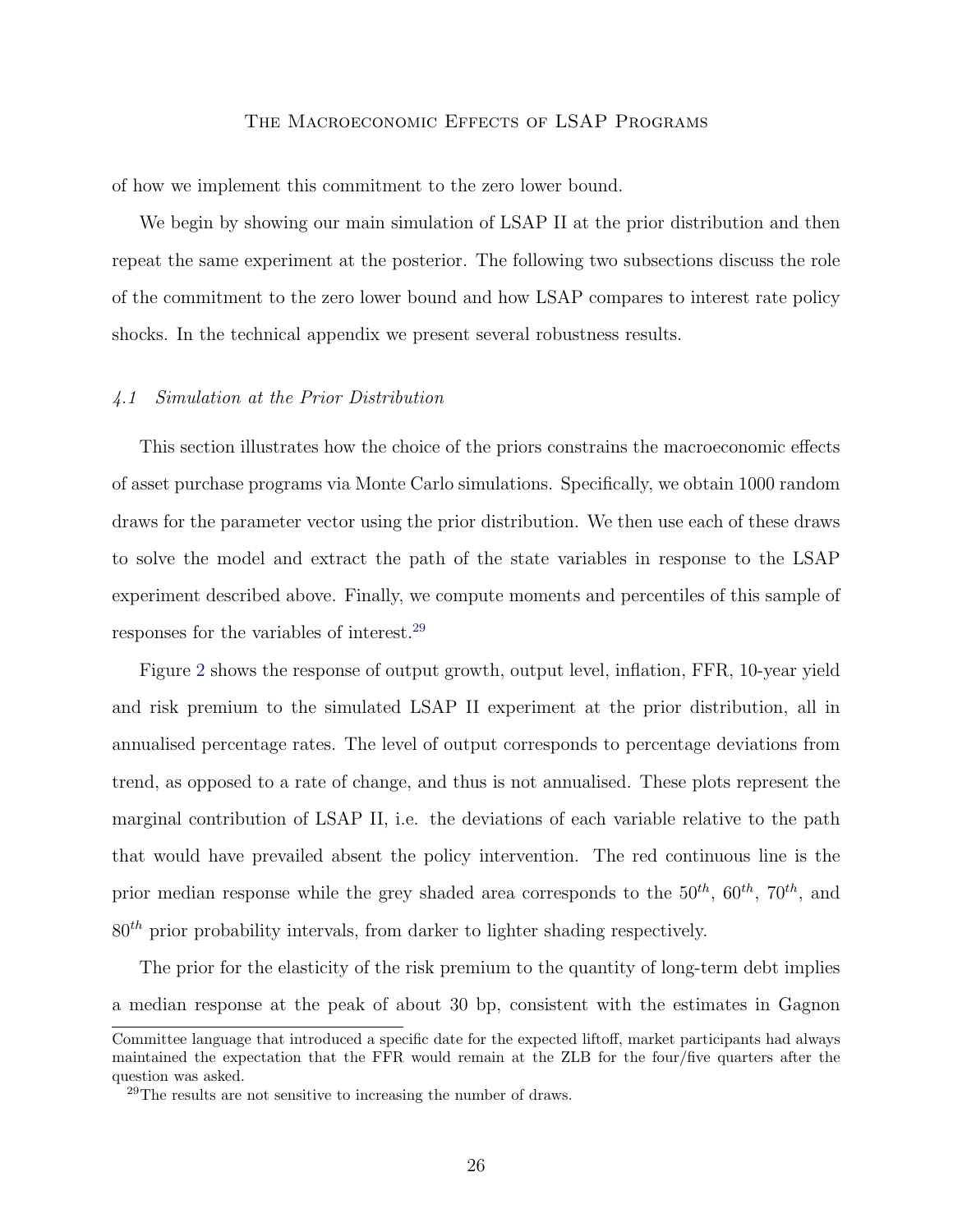of how we implement this commitment to the zero lower bound.

We begin by showing our main simulation of LSAP II at the prior distribution and then repeat the same experiment at the posterior. The following two subsections discuss the role of the commitment to the zero lower bound and how LSAP compares to interest rate policy shocks. In the technical appendix we present several robustness results.

### *4.1 Simulation at the Prior Distribution*

This section illustrates how the choice of the priors constrains the macroeconomic effects of asset purchase programs via Monte Carlo simulations. Specifically, we obtain 1000 random draws for the parameter vector using the prior distribution. We then use each of these draws to solve the model and extract the path of the state variables in response to the LSAP experiment described above. Finally, we compute moments and percentiles of this sample of responses for the variables of interest.[29]

Figure 2 shows the response of output growth, output level, inflation, FFR, 10-year yield and risk premium to the simulated LSAP II experiment at the prior distribution, all in annualised percentage rates. The level of output corresponds to percentage deviations from trend, as opposed to a rate of change, and thus is not annualised. These plots represent the marginal contribution of LSAP II, i.e. the deviations of each variable relative to the path that would have prevailed absent the policy intervention. The red continuous line is the prior median response while the grey shaded area corresponds to the $50^{th}$, $60^{th}$, $70^{th}$, and $80^{th}$ prior probability intervals, from darker to lighter shading respectively.

The prior for the elasticity of the risk premium to the quantity of long-term debt implies a median response at the peak of about 30 bp, consistent with the estimates in Gagnon

---

Committee language that introduced a specific date for the expected liftoff, market participants had always maintained the expectation that the FFR would remain at the ZLB for the four/five quarters after the question was asked.

[29] The results are not sensitive to increasing the number of draws.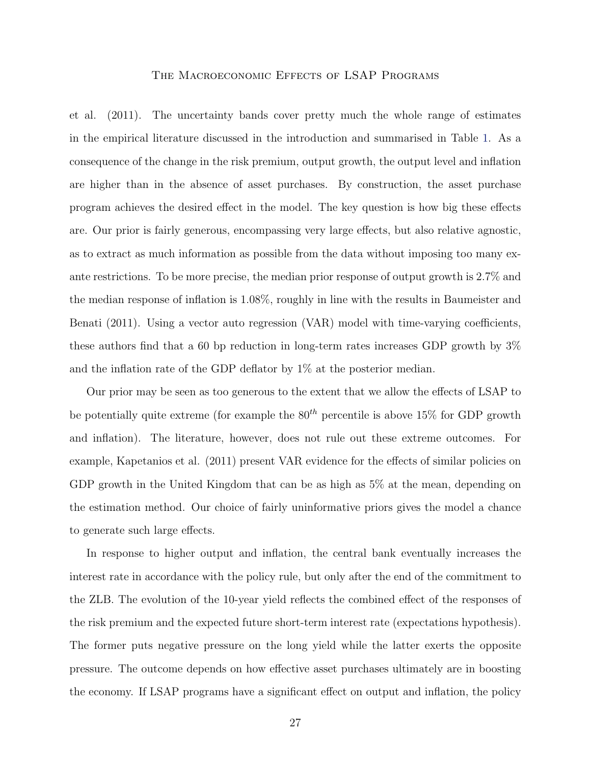et al. (2011). The uncertainty bands cover pretty much the whole range of estimates in the empirical literature discussed in the introduction and summarised in Table 1. As a consequence of the change in the risk premium, output growth, the output level and inflation are higher than in the absence of asset purchases. By construction, the asset purchase program achieves the desired effect in the model. The key question is how big these effects are. Our prior is fairly generous, encompassing very large effects, but also relative agnostic, as to extract as much information as possible from the data without imposing too many ex-ante restrictions. To be more precise, the median prior response of output growth is 2.7% and the median response of inflation is 1.08%, roughly in line with the results in Baumeister and Benati (2011). Using a vector auto regression (VAR) model with time-varying coefficients, these authors find that a 60 bp reduction in long-term rates increases GDP growth by 3% and the inflation rate of the GDP deflator by 1% at the posterior median.

Our prior may be seen as too generous to the extent that we allow the effects of LSAP to be potentially quite extreme (for example the $80^{th}$ percentile is above 15% for GDP growth and inflation). The literature, however, does not rule out these extreme outcomes. For example, Kapetanios et al. (2011) present VAR evidence for the effects of similar policies on GDP growth in the United Kingdom that can be as high as 5% at the mean, depending on the estimation method. Our choice of fairly uninformative priors gives the model a chance to generate such large effects.

In response to higher output and inflation, the central bank eventually increases the interest rate in accordance with the policy rule, but only after the end of the commitment to the ZLB. The evolution of the 10-year yield reflects the combined effect of the responses of the risk premium and the expected future short-term interest rate (expectations hypothesis). The former puts negative pressure on the long yield while the latter exerts the opposite pressure. The outcome depends on how effective asset purchases ultimately are in boosting the economy. If LSAP programs have a significant effect on output and inflation, the policy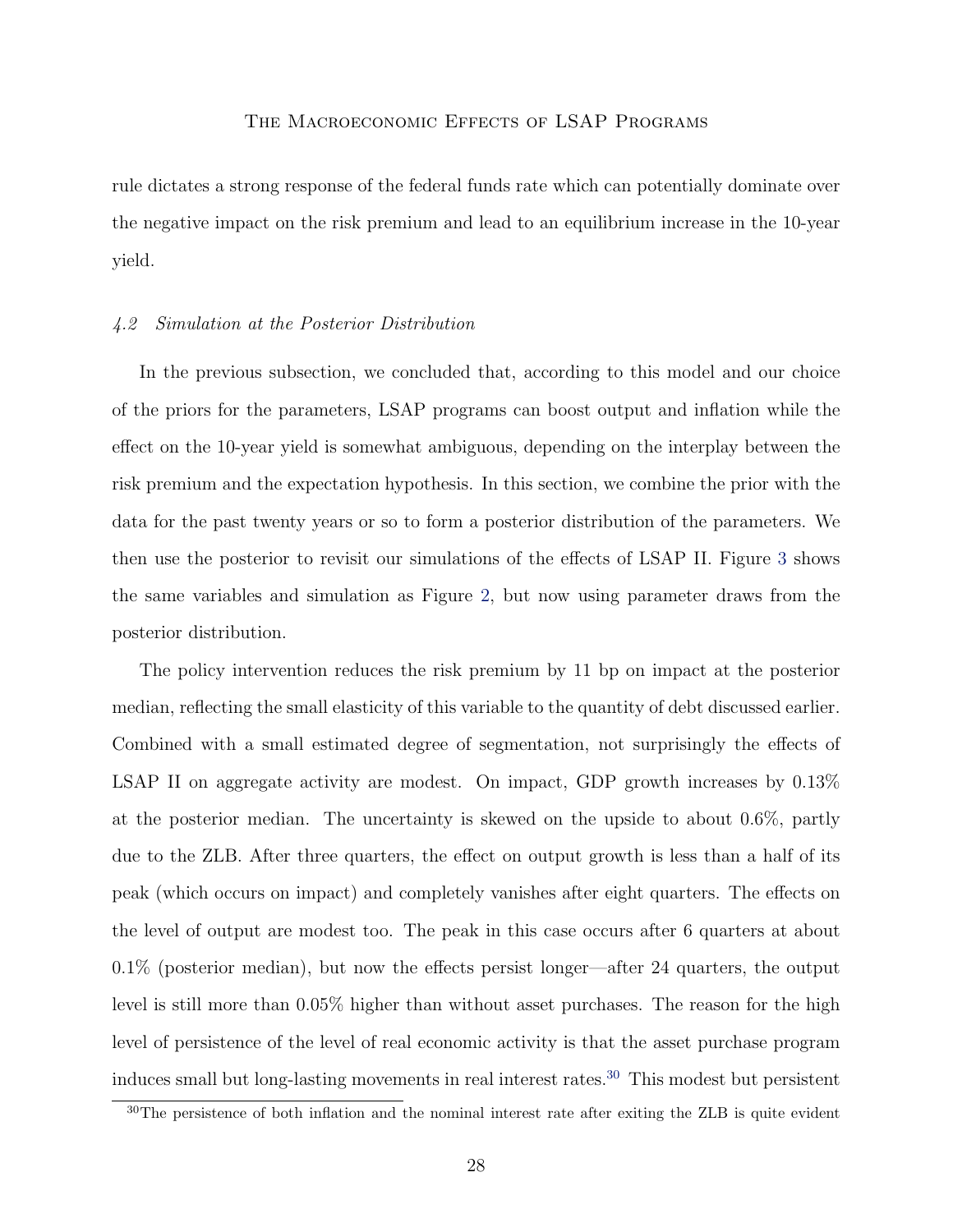rule dictates a strong response of the federal funds rate which can potentially dominate over the negative impact on the risk premium and lead to an equilibrium increase in the 10-year yield.

### *4.2 Simulation at the Posterior Distribution*

In the previous subsection, we concluded that, according to this model and our choice of the priors for the parameters, LSAP programs can boost output and inflation while the effect on the 10-year yield is somewhat ambiguous, depending on the interplay between the risk premium and the expectation hypothesis. In this section, we combine the prior with the data for the past twenty years or so to form a posterior distribution of the parameters. We then use the posterior to revisit our simulations of the effects of LSAP II. Figure 3 shows the same variables and simulation as Figure 2, but now using parameter draws from the posterior distribution.

The policy intervention reduces the risk premium by 11 bp on impact at the posterior median, reflecting the small elasticity of this variable to the quantity of debt discussed earlier. Combined with a small estimated degree of segmentation, not surprisingly the effects of LSAP II on aggregate activity are modest. On impact, GDP growth increases by 0.13% at the posterior median. The uncertainty is skewed on the upside to about 0.6%, partly due to the ZLB. After three quarters, the effect on output growth is less than a half of its peak (which occurs on impact) and completely vanishes after eight quarters. The effects on the level of output are modest too. The peak in this case occurs after 6 quarters at about 0.1% (posterior median), but now the effects persist longer—after 24 quarters, the output level is still more than 0.05% higher than without asset purchases. The reason for the high level of persistence of the level of real economic activity is that the asset purchase program induces small but long-lasting movements in real interest rates.[30] This modest but persistent

[30]The persistence of both inflation and the nominal interest rate after exiting the ZLB is quite evident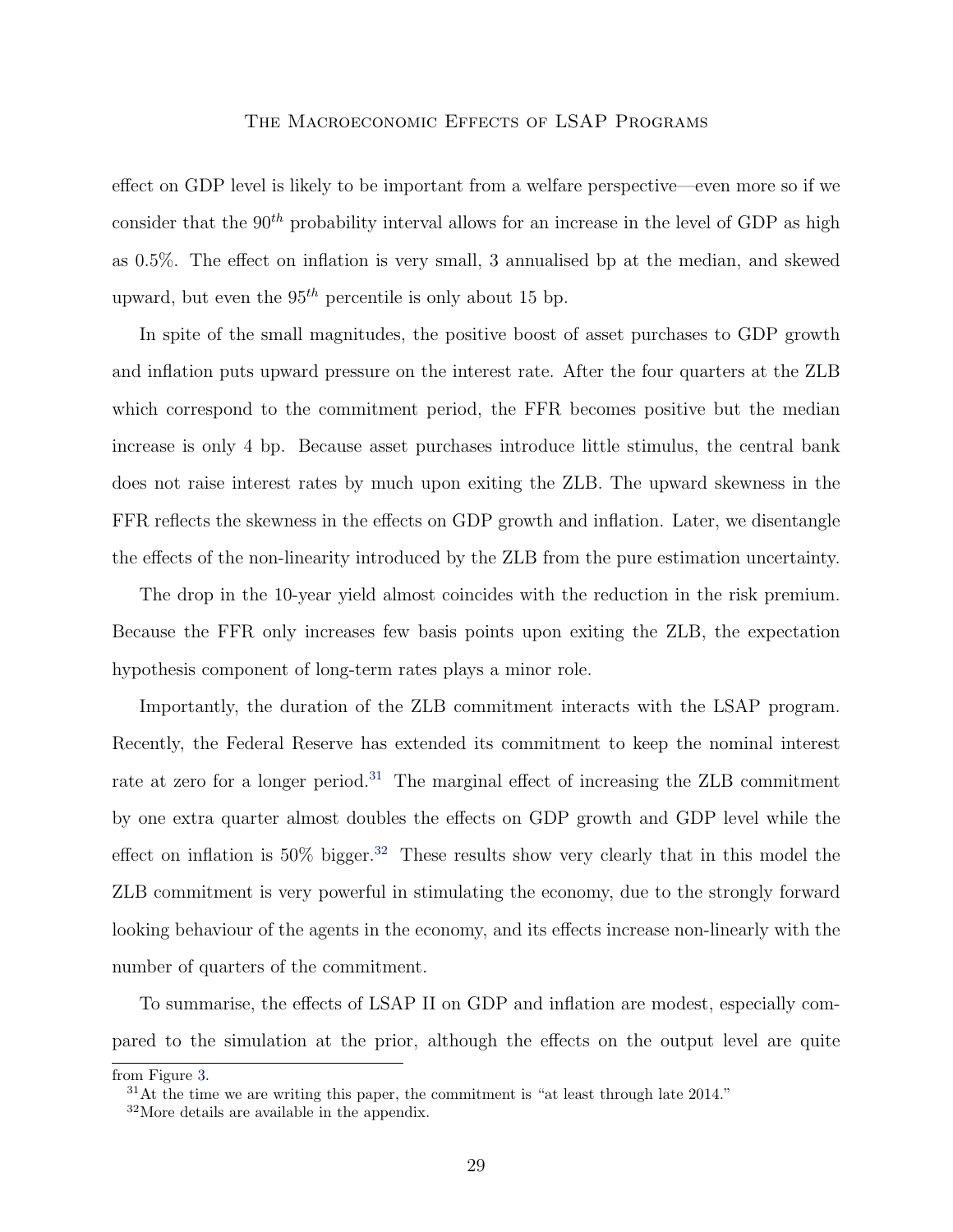effect on GDP level is likely to be important from a welfare perspective—even more so if we consider that the $90^{th}$ probability interval allows for an increase in the level of GDP as high as 0.5%. The effect on inflation is very small, 3 annualised bp at the median, and skewed upward, but even the $95^{th}$ percentile is only about 15 bp.

In spite of the small magnitudes, the positive boost of asset purchases to GDP growth and inflation puts upward pressure on the interest rate. After the four quarters at the ZLB which correspond to the commitment period, the FFR becomes positive but the median increase is only 4 bp. Because asset purchases introduce little stimulus, the central bank does not raise interest rates by much upon exiting the ZLB. The upward skewness in the FFR reflects the skewness in the effects on GDP growth and inflation. Later, we disentangle the effects of the non-linearity introduced by the ZLB from the pure estimation uncertainty.

The drop in the 10-year yield almost coincides with the reduction in the risk premium. Because the FFR only increases few basis points upon exiting the ZLB, the expectation hypothesis component of long-term rates plays a minor role.

Importantly, the duration of the ZLB commitment interacts with the LSAP program. Recently, the Federal Reserve has extended its commitment to keep the nominal interest rate at zero for a longer period.[31] The marginal effect of increasing the ZLB commitment by one extra quarter almost doubles the effects on GDP growth and GDP level while the effect on inflation is 50% bigger.[32] These results show very clearly that in this model the ZLB commitment is very powerful in stimulating the economy, due to the strongly forward looking behaviour of the agents in the economy, and its effects increase non-linearly with the number of quarters of the commitment.

To summarise, the effects of LSAP II on GDP and inflation are modest, especially compared to the simulation at the prior, although the effects on the output level are quite

from Figure 3.

[31] At the time we are writing this paper, the commitment is "at least through late 2014."

[32] More details are available in the appendix.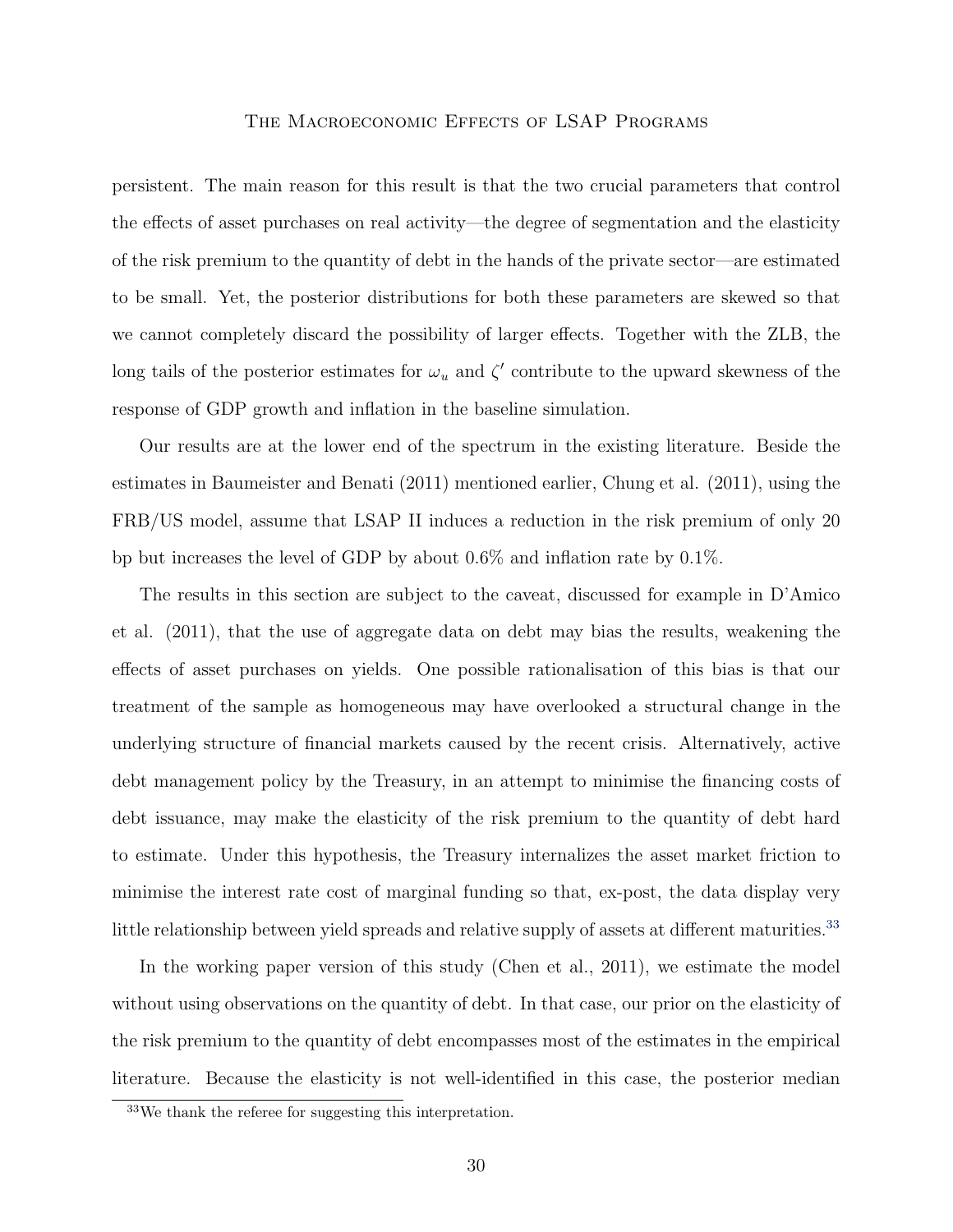persistent. The main reason for this result is that the two crucial parameters that control the effects of asset purchases on real activity—the degree of segmentation and the elasticity of the risk premium to the quantity of debt in the hands of the private sector—are estimated to be small. Yet, the posterior distributions for both these parameters are skewed so that we cannot completely discard the possibility of larger effects. Together with the ZLB, the long tails of the posterior estimates for $\omega_u$ and $\zeta'$ contribute to the upward skewness of the response of GDP growth and inflation in the baseline simulation.

Our results are at the lower end of the spectrum in the existing literature. Beside the estimates in Baumeister and Benati (2011) mentioned earlier, Chung et al. (2011), using the FRB/US model, assume that LSAP II induces a reduction in the risk premium of only 20 bp but increases the level of GDP by about 0.6% and inflation rate by 0.1%.

The results in this section are subject to the caveat, discussed for example in D'Amico et al. (2011), that the use of aggregate data on debt may bias the results, weakening the effects of asset purchases on yields. One possible rationalisation of this bias is that our treatment of the sample as homogeneous may have overlooked a structural change in the underlying structure of financial markets caused by the recent crisis. Alternatively, active debt management policy by the Treasury, in an attempt to minimise the financing costs of debt issuance, may make the elasticity of the risk premium to the quantity of debt hard to estimate. Under this hypothesis, the Treasury internalizes the asset market friction to minimise the interest rate cost of marginal funding so that, ex-post, the data display very little relationship between yield spreads and relative supply of assets at different maturities.[33]

In the working paper version of this study (Chen et al., 2011), we estimate the model without using observations on the quantity of debt. In that case, our prior on the elasticity of the risk premium to the quantity of debt encompasses most of the estimates in the empirical literature. Because the elasticity is not well-identified in this case, the posterior median

[33] We thank the referee for suggesting this interpretation.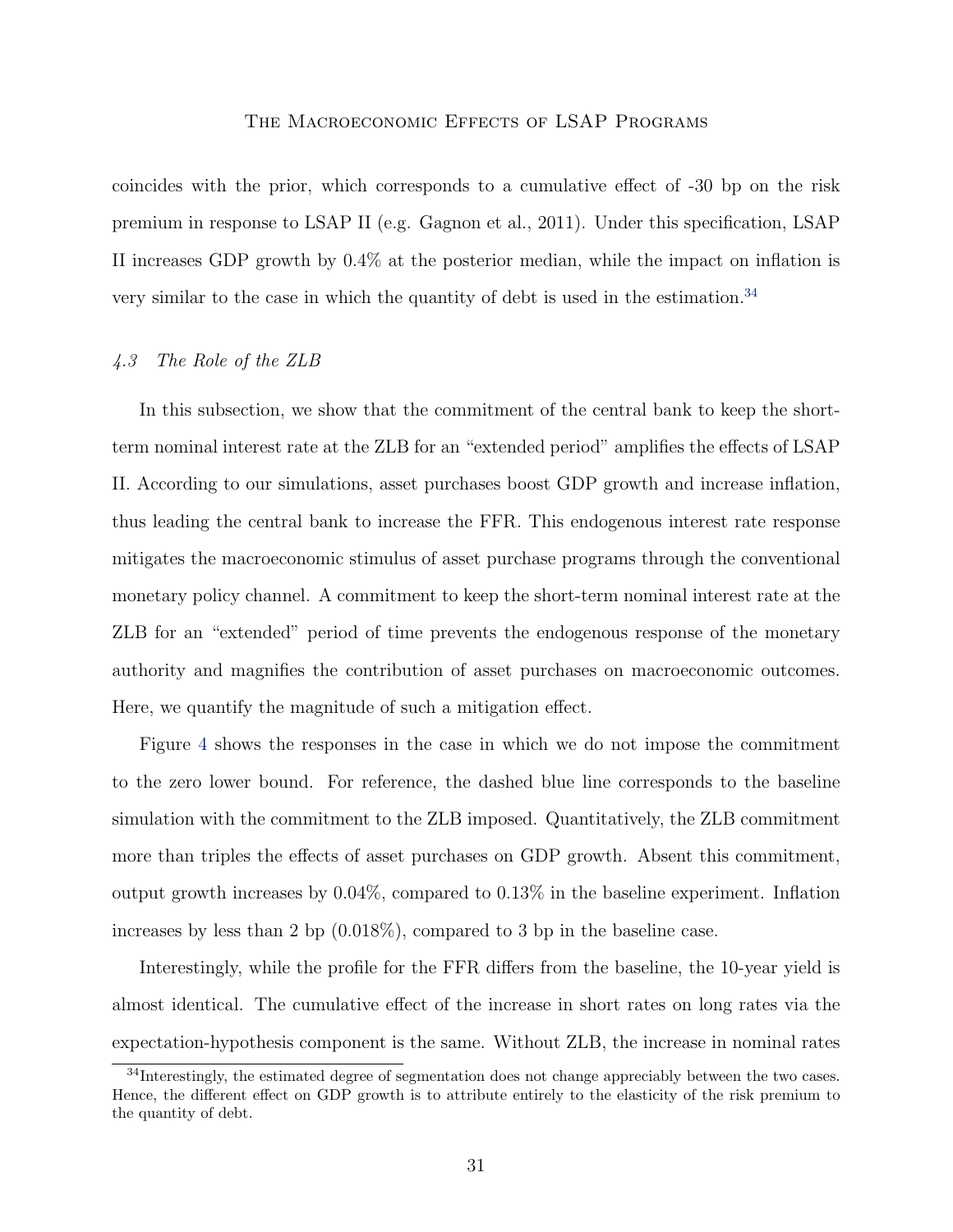coincides with the prior, which corresponds to a cumulative effect of -30 bp on the risk premium in response to LSAP II (e.g. Gagnon et al., 2011). Under this specification, LSAP II increases GDP growth by 0.4% at the posterior median, while the impact on inflation is very similar to the case in which the quantity of debt is used in the estimation.[34]

### *4.3 The Role of the ZLB*

In this subsection, we show that the commitment of the central bank to keep the short-term nominal interest rate at the ZLB for an "extended period" amplifies the effects of LSAP II. According to our simulations, asset purchases boost GDP growth and increase inflation, thus leading the central bank to increase the FFR. This endogenous interest rate response mitigates the macroeconomic stimulus of asset purchase programs through the conventional monetary policy channel. A commitment to keep the short-term nominal interest rate at the ZLB for an "extended" period of time prevents the endogenous response of the monetary authority and magnifies the contribution of asset purchases on macroeconomic outcomes. Here, we quantify the magnitude of such a mitigation effect.

Figure 4 shows the responses in the case in which we do not impose the commitment to the zero lower bound. For reference, the dashed blue line corresponds to the baseline simulation with the commitment to the ZLB imposed. Quantitatively, the ZLB commitment more than triples the effects of asset purchases on GDP growth. Absent this commitment, output growth increases by 0.04%, compared to 0.13% in the baseline experiment. Inflation increases by less than 2 bp (0.018%), compared to 3 bp in the baseline case.

Interestingly, while the profile for the FFR differs from the baseline, the 10-year yield is almost identical. The cumulative effect of the increase in short rates on long rates via the expectation-hypothesis component is the same. Without ZLB, the increase in nominal rates

[34] Interestingly, the estimated degree of segmentation does not change appreciably between the two cases. Hence, the different effect on GDP growth is to attribute entirely to the elasticity of the risk premium to the quantity of debt.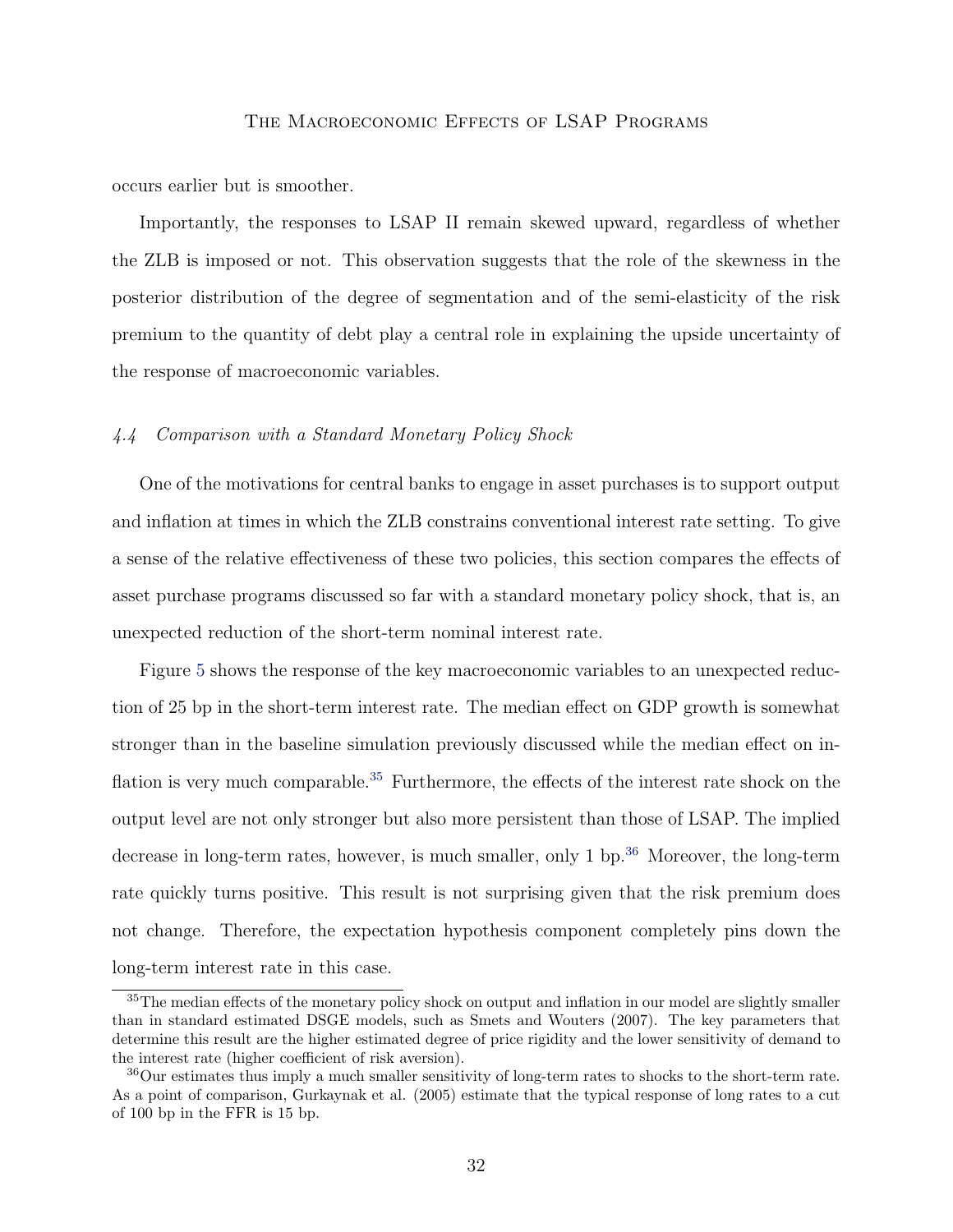occurs earlier but is smoother.

Importantly, the responses to LSAP II remain skewed upward, regardless of whether the ZLB is imposed or not. This observation suggests that the role of the skewness in the posterior distribution of the degree of segmentation and of the semi-elasticity of the risk premium to the quantity of debt play a central role in explaining the upside uncertainty of the response of macroeconomic variables.

### *4.4 Comparison with a Standard Monetary Policy Shock*

One of the motivations for central banks to engage in asset purchases is to support output and inflation at times in which the ZLB constrains conventional interest rate setting. To give a sense of the relative effectiveness of these two policies, this section compares the effects of asset purchase programs discussed so far with a standard monetary policy shock, that is, an unexpected reduction of the short-term nominal interest rate.

Figure 5 shows the response of the key macroeconomic variables to an unexpected reduction of 25 bp in the short-term interest rate. The median effect on GDP growth is somewhat stronger than in the baseline simulation previously discussed while the median effect on inflation is very much comparable.[35] Furthermore, the effects of the interest rate shock on the output level are not only stronger but also more persistent than those of LSAP. The implied decrease in long-term rates, however, is much smaller, only 1 bp.[36] Moreover, the long-term rate quickly turns positive. This result is not surprising given that the risk premium does not change. Therefore, the expectation hypothesis component completely pins down the long-term interest rate in this case.

[35] The median effects of the monetary policy shock on output and inflation in our model are slightly smaller than in standard estimated DSGE models, such as Smets and Wouters (2007). The key parameters that determine this result are the higher estimated degree of price rigidity and the lower sensitivity of demand to the interest rate (higher coefficient of risk aversion).

[36] Our estimates thus imply a much smaller sensitivity of long-term rates to shocks to the short-term rate. As a point of comparison, Gurkaynak et al. (2005) estimate that the typical response of long rates to a cut of 100 bp in the FFR is 15 bp.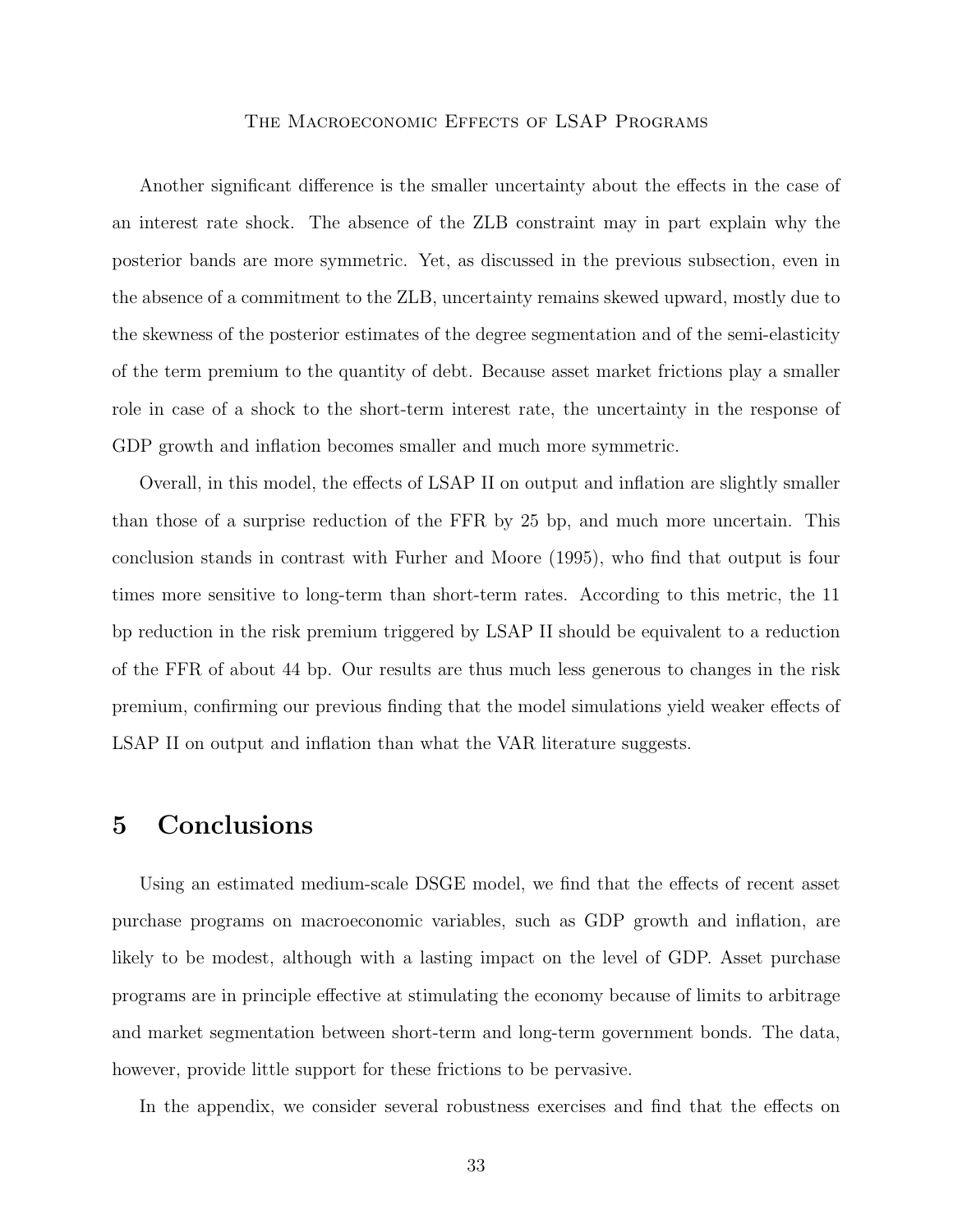Another significant difference is the smaller uncertainty about the effects in the case of an interest rate shock. The absence of the ZLB constraint may in part explain why the posterior bands are more symmetric. Yet, as discussed in the previous subsection, even in the absence of a commitment to the ZLB, uncertainty remains skewed upward, mostly due to the skewness of the posterior estimates of the degree segmentation and of the semi-elasticity of the term premium to the quantity of debt. Because asset market frictions play a smaller role in case of a shock to the short-term interest rate, the uncertainty in the response of GDP growth and inflation becomes smaller and much more symmetric.

Overall, in this model, the effects of LSAP II on output and inflation are slightly smaller than those of a surprise reduction of the FFR by 25 bp, and much more uncertain. This conclusion stands in contrast with Furher and Moore (1995), who find that output is four times more sensitive to long-term than short-term rates. According to this metric, the 11 bp reduction in the risk premium triggered by LSAP II should be equivalent to a reduction of the FFR of about 44 bp. Our results are thus much less generous to changes in the risk premium, confirming our previous finding that the model simulations yield weaker effects of LSAP II on output and inflation than what the VAR literature suggests.

# 5 Conclusions

Using an estimated medium-scale DSGE model, we find that the effects of recent asset purchase programs on macroeconomic variables, such as GDP growth and inflation, are likely to be modest, although with a lasting impact on the level of GDP. Asset purchase programs are in principle effective at stimulating the economy because of limits to arbitrage and market segmentation between short-term and long-term government bonds. The data, however, provide little support for these frictions to be pervasive.

In the appendix, we consider several robustness exercises and find that the effects on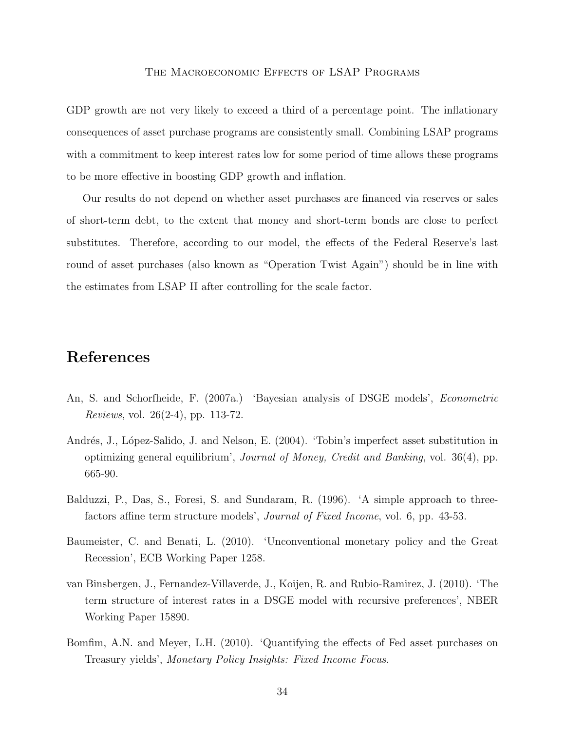GDP growth are not very likely to exceed a third of a percentage point. The inflationary consequences of asset purchase programs are consistently small. Combining LSAP programs with a commitment to keep interest rates low for some period of time allows these programs to be more effective in boosting GDP growth and inflation.

Our results do not depend on whether asset purchases are financed via reserves or sales of short-term debt, to the extent that money and short-term bonds are close to perfect substitutes. Therefore, according to our model, the effects of the Federal Reserve's last round of asset purchases (also known as "Operation Twist Again") should be in line with the estimates from LSAP II after controlling for the scale factor.

# References

An, S. and Schorfheide, F. (2007a.) 'Bayesian analysis of DSGE models', *Econometric Reviews*, vol. 26(2-4), pp. 113-72.

Andrés, J., López-Salido, J. and Nelson, E. (2004). 'Tobin's imperfect asset substitution in optimizing general equilibrium', *Journal of Money, Credit and Banking*, vol. 36(4), pp. 665-90.

Balduzzi, P., Das, S., Foresi, S. and Sundaram, R. (1996). 'A simple approach to three-factors affine term structure models', *Journal of Fixed Income*, vol. 6, pp. 43-53.

Baumeister, C. and Benati, L. (2010). 'Unconventional monetary policy and the Great Recession', ECB Working Paper 1258.

van Binsbergen, J., Fernandez-Villaverde, J., Koijen, R. and Rubio-Ramirez, J. (2010). 'The term structure of interest rates in a DSGE model with recursive preferences', NBER Working Paper 15890.

Bomfim, A.N. and Meyer, L.H. (2010). 'Quantifying the effects of Fed asset purchases on Treasury yields', *Monetary Policy Insights: Fixed Income Focus*.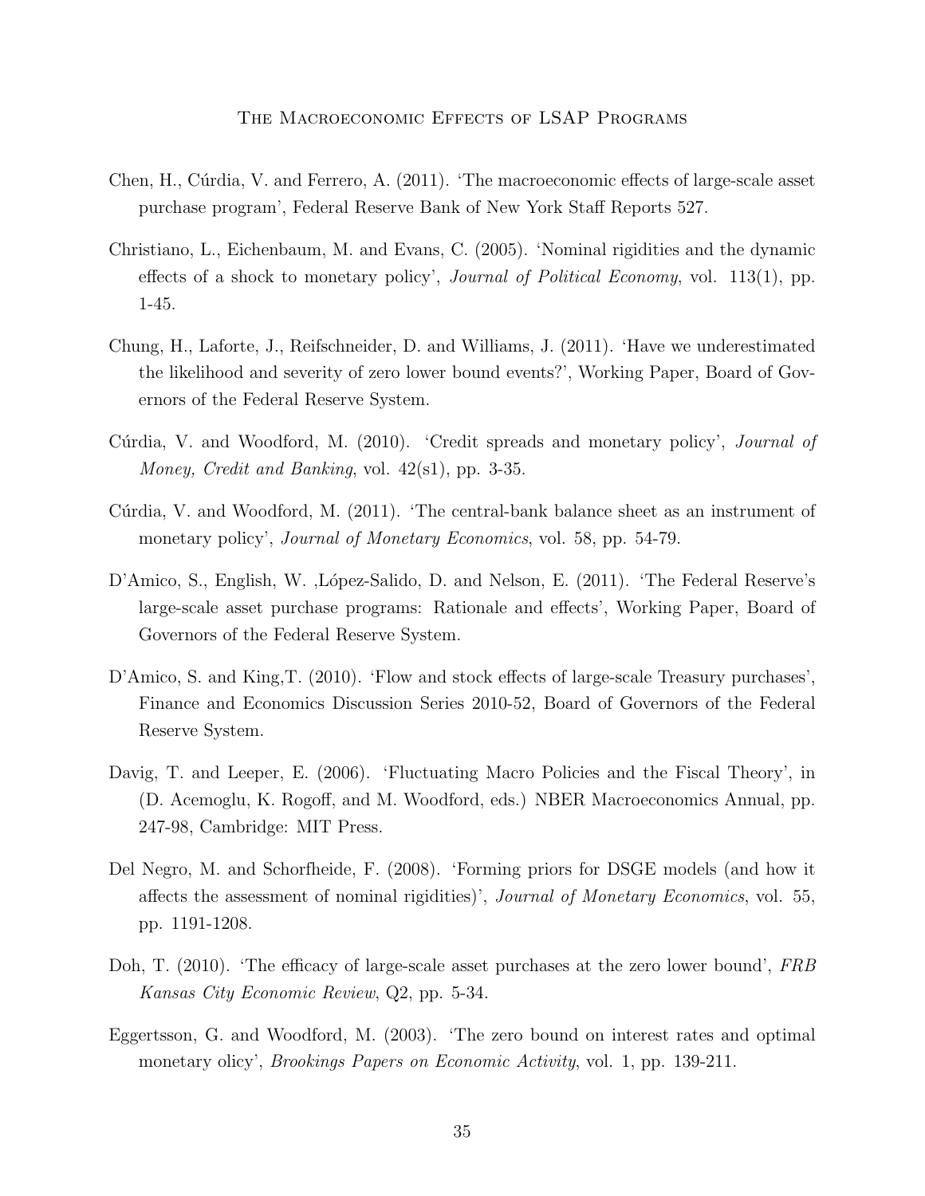Chen, H., Cúrdia, V. and Ferrero, A. (2011). 'The macroeconomic effects of large-scale asset purchase program', Federal Reserve Bank of New York Staff Reports 527.

Christiano, L., Eichenbaum, M. and Evans, C. (2005). 'Nominal rigidities and the dynamic effects of a shock to monetary policy', *Journal of Political Economy*, vol. 113(1), pp. 1-45.

Chung, H., Laforte, J., Reifschneider, D. and Williams, J. (2011). 'Have we underestimated the likelihood and severity of zero lower bound events?', Working Paper, Board of Governors of the Federal Reserve System.

Cúrdia, V. and Woodford, M. (2010). 'Credit spreads and monetary policy', *Journal of Money, Credit and Banking*, vol. 42(s1), pp. 3-35.

Cúrdia, V. and Woodford, M. (2011). 'The central-bank balance sheet as an instrument of monetary policy', *Journal of Monetary Economics*, vol. 58, pp. 54-79.

D'Amico, S., English, W. ,López-Salido, D. and Nelson, E. (2011). 'The Federal Reserve's large-scale asset purchase programs: Rationale and effects', Working Paper, Board of Governors of the Federal Reserve System.

D'Amico, S. and King,T. (2010). 'Flow and stock effects of large-scale Treasury purchases', Finance and Economics Discussion Series 2010-52, Board of Governors of the Federal Reserve System.

Davig, T. and Leeper, E. (2006). 'Fluctuating Macro Policies and the Fiscal Theory', in (D. Acemoglu, K. Rogoff, and M. Woodford, eds.) NBER Macroeconomics Annual, pp. 247-98, Cambridge: MIT Press.

Del Negro, M. and Schorfheide, F. (2008). 'Forming priors for DSGE models (and how it affects the assessment of nominal rigidities)', *Journal of Monetary Economics*, vol. 55, pp. 1191-1208.

Doh, T. (2010). 'The efficacy of large-scale asset purchases at the zero lower bound', *FRB Kansas City Economic Review*, Q2, pp. 5-34.

Eggertsson, G. and Woodford, M. (2003). 'The zero bound on interest rates and optimal monetary olicy', *Brookings Papers on Economic Activity*, vol. 1, pp. 139-211.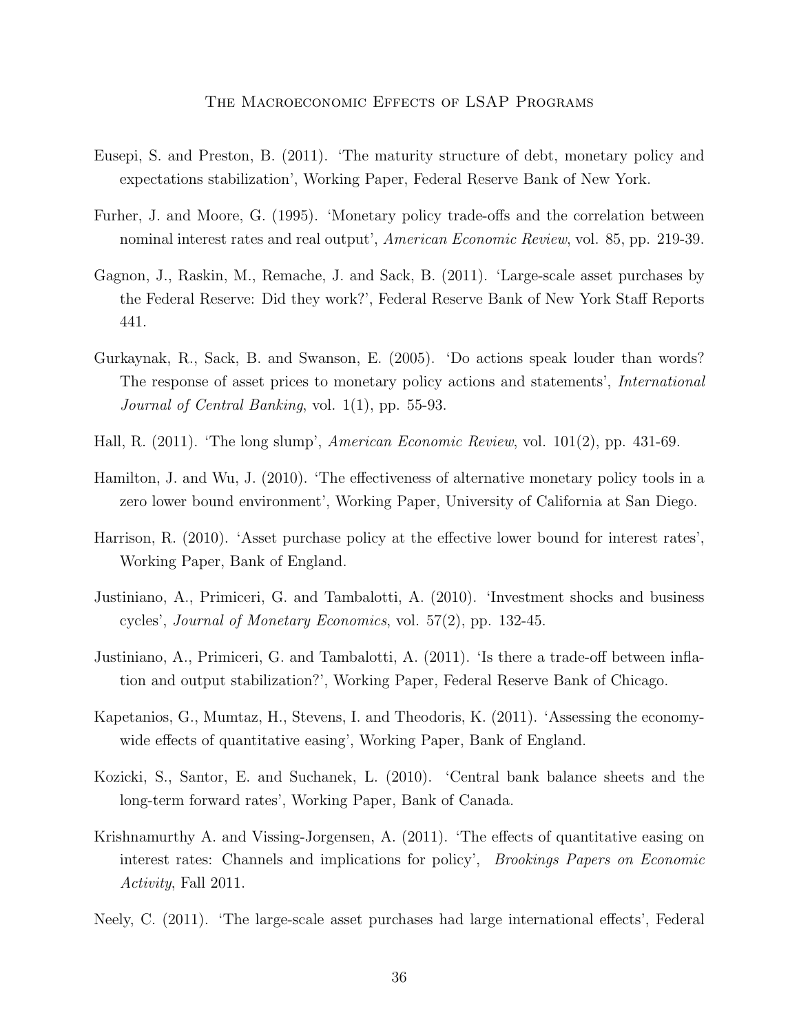Eusepi, S. and Preston, B. (2011). 'The maturity structure of debt, monetary policy and expectations stabilization', Working Paper, Federal Reserve Bank of New York.

Furher, J. and Moore, G. (1995). 'Monetary policy trade-offs and the correlation between nominal interest rates and real output', *American Economic Review*, vol. 85, pp. 219-39.

Gagnon, J., Raskin, M., Remache, J. and Sack, B. (2011). 'Large-scale asset purchases by the Federal Reserve: Did they work?', Federal Reserve Bank of New York Staff Reports 441.

Gurkaynak, R., Sack, B. and Swanson, E. (2005). 'Do actions speak louder than words? The response of asset prices to monetary policy actions and statements', *International Journal of Central Banking*, vol. 1(1), pp. 55-93.

Hall, R. (2011). 'The long slump', *American Economic Review*, vol. 101(2), pp. 431-69.

Hamilton, J. and Wu, J. (2010). 'The effectiveness of alternative monetary policy tools in a zero lower bound environment', Working Paper, University of California at San Diego.

Harrison, R. (2010). 'Asset purchase policy at the effective lower bound for interest rates', Working Paper, Bank of England.

Justiniano, A., Primiceri, G. and Tambalotti, A. (2010). 'Investment shocks and business cycles', *Journal of Monetary Economics*, vol. 57(2), pp. 132-45.

Justiniano, A., Primiceri, G. and Tambalotti, A. (2011). 'Is there a trade-off between inflation and output stabilization?', Working Paper, Federal Reserve Bank of Chicago.

Kapetanios, G., Mumtaz, H., Stevens, I. and Theodoris, K. (2011). 'Assessing the economy-wide effects of quantitative easing', Working Paper, Bank of England.

Kozicki, S., Santor, E. and Suchanek, L. (2010). 'Central bank balance sheets and the long-term forward rates', Working Paper, Bank of Canada.

Krishnamurthy A. and Vissing-Jorgensen, A. (2011). 'The effects of quantitative easing on interest rates: Channels and implications for policy', *Brookings Papers on Economic Activity*, Fall 2011.

Neely, C. (2011). 'The large-scale asset purchases had large international effects', Federal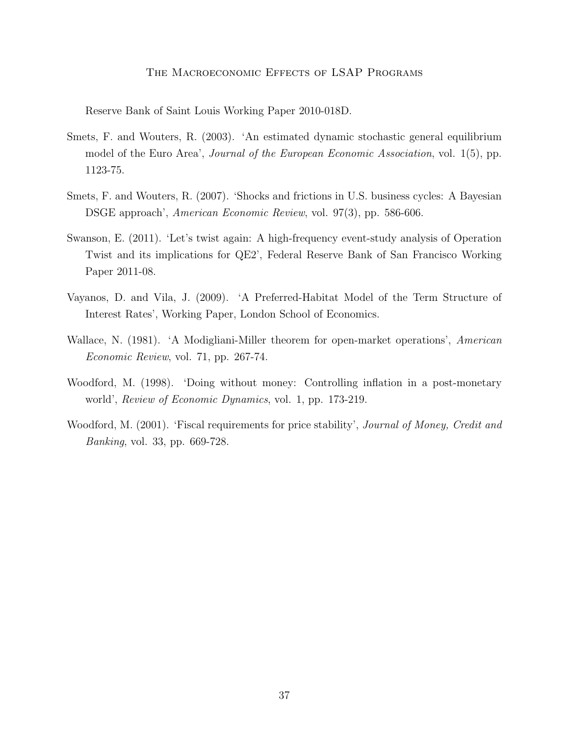Reserve Bank of Saint Louis Working Paper 2010-018D.

Smets, F. and Wouters, R. (2003). 'An estimated dynamic stochastic general equilibrium model of the Euro Area', *Journal of the European Economic Association*, vol. 1(5), pp. 1123-75.

Smets, F. and Wouters, R. (2007). 'Shocks and frictions in U.S. business cycles: A Bayesian DSGE approach', *American Economic Review*, vol. 97(3), pp. 586-606.

Swanson, E. (2011). 'Let's twist again: A high-frequency event-study analysis of Operation Twist and its implications for QE2', Federal Reserve Bank of San Francisco Working Paper 2011-08.

Vayanos, D. and Vila, J. (2009). 'A Preferred-Habitat Model of the Term Structure of Interest Rates', Working Paper, London School of Economics.

Wallace, N. (1981). 'A Modigliani-Miller theorem for open-market operations', *American Economic Review*, vol. 71, pp. 267-74.

Woodford, M. (1998). 'Doing without money: Controlling inflation in a post-monetary world', *Review of Economic Dynamics*, vol. 1, pp. 173-219.

Woodford, M. (2001). 'Fiscal requirements for price stability', *Journal of Money, Credit and Banking*, vol. 33, pp. 669-728.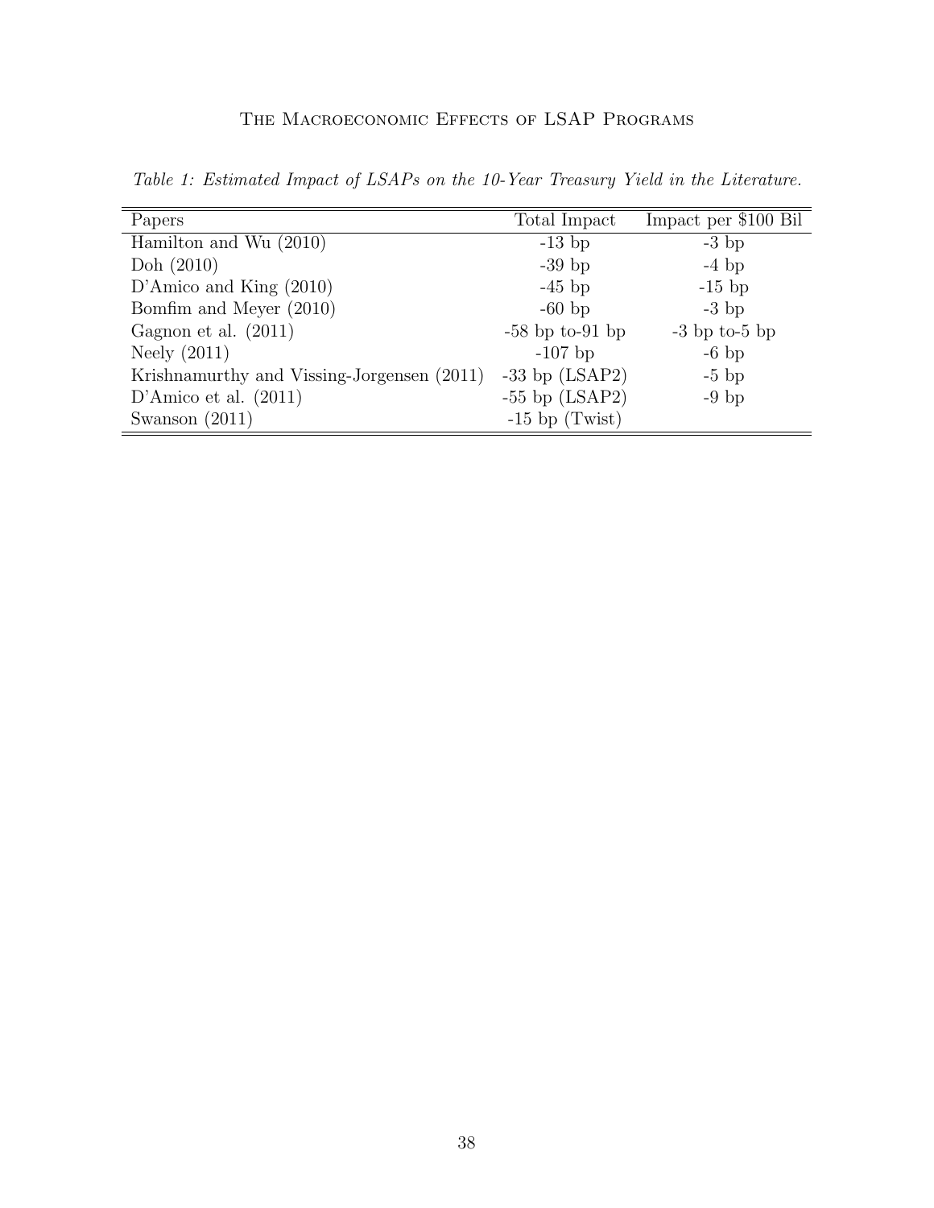*Table 1: Estimated Impact of LSAPs on the 10-Year Treasury Yield in the Literature.*

| Papers | Total Impact | Impact per $100 Bil |
|---|---|---|
| Hamilton and Wu (2010) | -13 bp | -3 bp |
| Doh (2010) | -39 bp | -4 bp |
| D'Amico and King (2010) | -45 bp | -15 bp |
| Bomfim and Meyer (2010) | -60 bp | -3 bp |
| Gagnon et al. (2011) | -58 bp to-91 bp | -3 bp to-5 bp |
| Neely (2011) | -107 bp | -6 bp |
| Krishnamurthy and Vissing-Jorgensen (2011) | -33 bp (LSAP2) | -5 bp |
| D'Amico et al. (2011) | -55 bp (LSAP2) | -9 bp |
| Swanson (2011) | -15 bp (Twist) | |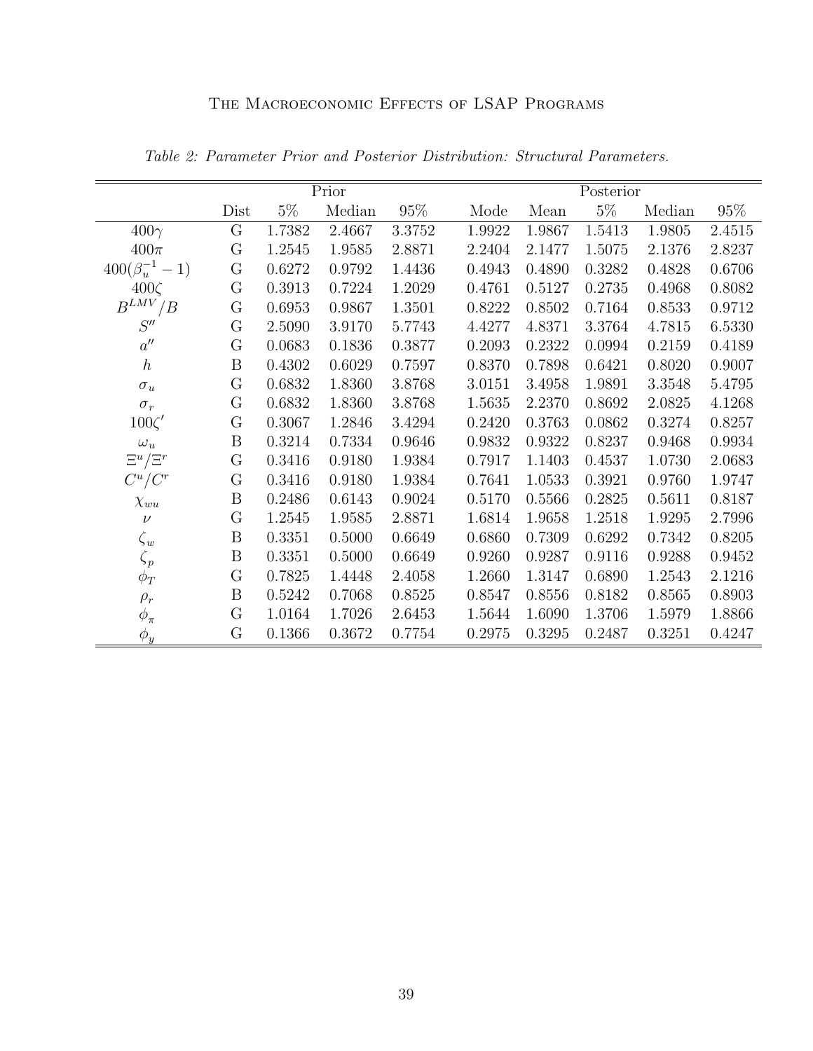*Table 2: Parameter Prior and Posterior Distribution: Structural Parameters.*

| | Prior | | | | Posterior | | | | |
|---|---|---|---|---|---|---|---|---|---|
| | Dist | 5% | Median | 95% | Mode | Mean | 5% | Median | 95% |
| $400\gamma$ | G | 1.7382 | 2.4667 | 3.3752 | 1.9922 | 1.9867 | 1.5413 | 1.9805 | 2.4515 |
| $400\pi$ | G | 1.2545 | 1.9585 | 2.8871 | 2.2404 | 2.1477 | 1.5075 | 2.1376 | 2.8237 |
| $400(\beta_u^{-1}-1)$ | G | 0.6272 | 0.9792 | 1.4436 | 0.4943 | 0.4890 | 0.3282 | 0.4828 | 0.6706 |
| $400\zeta$ | G | 0.3913 | 0.7224 | 1.2029 | 0.4761 | 0.5127 | 0.2735 | 0.4968 | 0.8082 |
| $B^{LMV}/B$ | G | 0.6953 | 0.9867 | 1.3501 | 0.8222 | 0.8502 | 0.7164 | 0.8533 | 0.9712 |
| $S''$ | G | 2.5090 | 3.9170 | 5.7743 | 4.4277 | 4.8371 | 3.3764 | 4.7815 | 6.5330 |
| $a''$ | G | 0.0683 | 0.1836 | 0.3877 | 0.2093 | 0.2322 | 0.0994 | 0.2159 | 0.4189 |
| $h$ | B | 0.4302 | 0.6029 | 0.7597 | 0.8370 | 0.7898 | 0.6421 | 0.8020 | 0.9007 |
| $\sigma_u$ | G | 0.6832 | 1.8360 | 3.8768 | 3.0151 | 3.4958 | 1.9891 | 3.3548 | 5.4795 |
| $\sigma_r$ | G | 0.6832 | 1.8360 | 3.8768 | 1.5635 | 2.2370 | 0.8692 | 2.0825 | 4.1268 |
| $100\zeta'$ | G | 0.3067 | 1.2846 | 3.4294 | 0.2420 | 0.3763 | 0.0862 | 0.3274 | 0.8257 |
| $\omega_u$ | B | 0.3214 | 0.7334 | 0.9646 | 0.9832 | 0.9322 | 0.8237 | 0.9468 | 0.9934 |
| $\Xi^u/\Xi^r$ | G | 0.3416 | 0.9180 | 1.9384 | 0.7917 | 1.1403 | 0.4537 | 1.0730 | 2.0683 |
| $C^u/C^r$ | G | 0.3416 | 0.9180 | 1.9384 | 0.7641 | 1.0533 | 0.3921 | 0.9760 | 1.9747 |
| $\chi_{wu}$ | B | 0.2486 | 0.6143 | 0.9024 | 0.5170 | 0.5566 | 0.2825 | 0.5611 | 0.8187 |
| $\nu$ | G | 1.2545 | 1.9585 | 2.8871 | 1.6814 | 1.9658 | 1.2518 | 1.9295 | 2.7996 |
| $\zeta_w$ | B | 0.3351 | 0.5000 | 0.6649 | 0.6860 | 0.7309 | 0.6292 | 0.7342 | 0.8205 |
| $\zeta_p$ | B | 0.3351 | 0.5000 | 0.6649 | 0.9260 | 0.9287 | 0.9116 | 0.9288 | 0.9452 |
| $\phi_T$ | G | 0.7825 | 1.4448 | 2.4058 | 1.2660 | 1.3147 | 0.6890 | 1.2543 | 2.1216 |
| $\rho_r$ | B | 0.5242 | 0.7068 | 0.8525 | 0.8547 | 0.8556 | 0.8182 | 0.8565 | 0.8903 |
| $\phi_\pi$ | G | 1.0164 | 1.7026 | 2.6453 | 1.5644 | 1.6090 | 1.3706 | 1.5979 | 1.8866 |
| $\phi_y$ | G | 0.1366 | 0.3672 | 0.7754 | 0.2975 | 0.3295 | 0.2487 | 0.3251 | 0.4247 |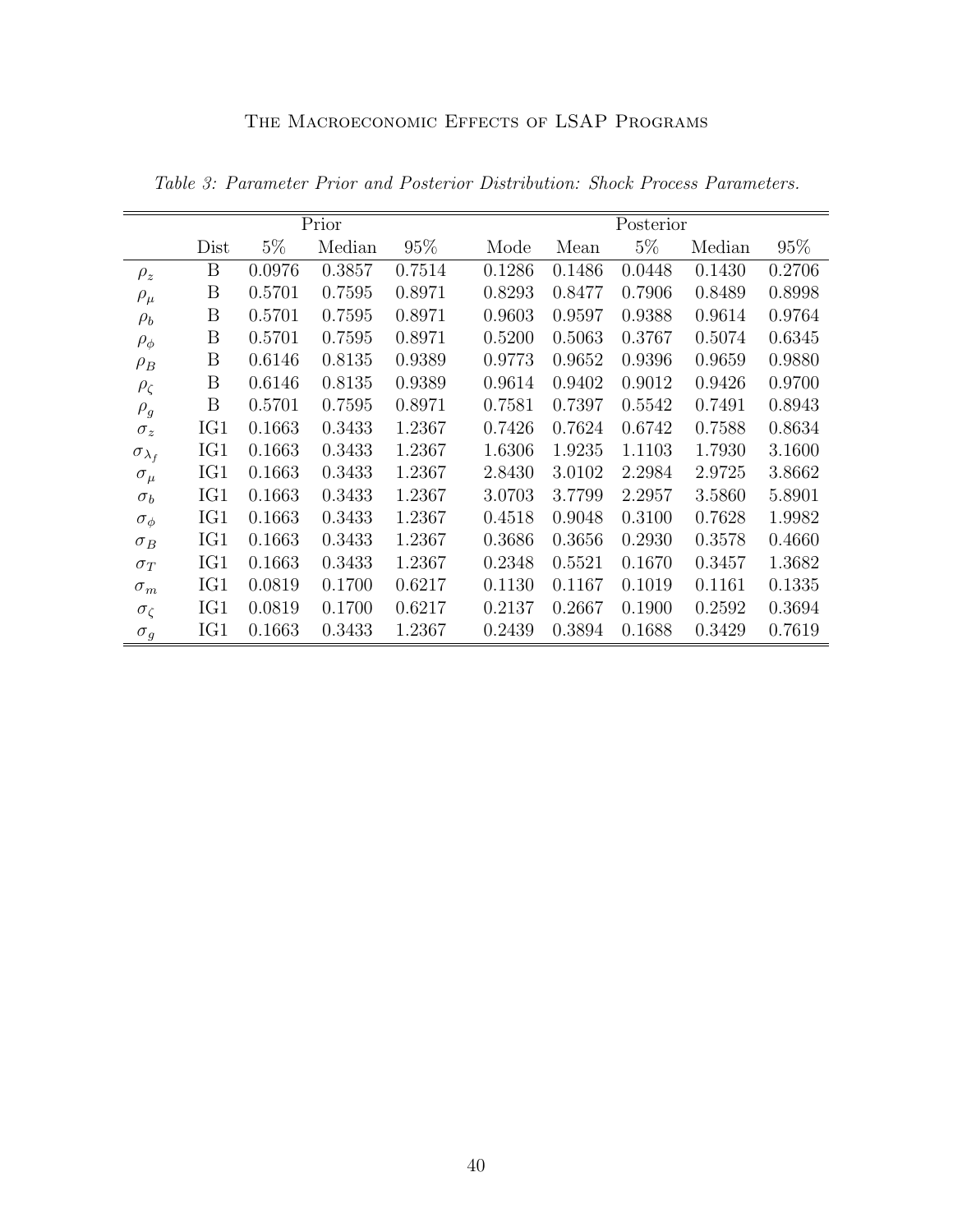*Table 3: Parameter Prior and Posterior Distribution: Shock Process Parameters.*

| | Prior | | | | Posterior | | | | |
|---|---|---|---|---|---|---|---|---|---|
| | Dist | 5% | Median | 95% | Mode | Mean | 5% | Median | 95% |
| $\rho_z$ | B | 0.0976 | 0.3857 | 0.7514 | 0.1286 | 0.1486 | 0.0448 | 0.1430 | 0.2706 |
| $\rho_\mu$ | B | 0.5701 | 0.7595 | 0.8971 | 0.8293 | 0.8477 | 0.7906 | 0.8489 | 0.8998 |
| $\rho_b$ | B | 0.5701 | 0.7595 | 0.8971 | 0.9603 | 0.9597 | 0.9388 | 0.9614 | 0.9764 |
| $\rho_\phi$ | B | 0.5701 | 0.7595 | 0.8971 | 0.5200 | 0.5063 | 0.3767 | 0.5074 | 0.6345 |
| $\rho_B$ | B | 0.6146 | 0.8135 | 0.9389 | 0.9773 | 0.9652 | 0.9396 | 0.9659 | 0.9880 |
| $\rho_\zeta$ | B | 0.6146 | 0.8135 | 0.9389 | 0.9614 | 0.9402 | 0.9012 | 0.9426 | 0.9700 |
| $\rho_g$ | B | 0.5701 | 0.7595 | 0.8971 | 0.7581 | 0.7397 | 0.5542 | 0.7491 | 0.8943 |
| $\sigma_z$ | IG1 | 0.1663 | 0.3433 | 1.2367 | 0.7426 | 0.7624 | 0.6742 | 0.7588 | 0.8634 |
| $\sigma_{\lambda_f}$ | IG1 | 0.1663 | 0.3433 | 1.2367 | 1.6306 | 1.9235 | 1.1103 | 1.7930 | 3.1600 |
| $\sigma_\mu$ | IG1 | 0.1663 | 0.3433 | 1.2367 | 2.8430 | 3.0102 | 2.2984 | 2.9725 | 3.8662 |
| $\sigma_b$ | IG1 | 0.1663 | 0.3433 | 1.2367 | 3.0703 | 3.7799 | 2.2957 | 3.5860 | 5.8901 |
| $\sigma_\phi$ | IG1 | 0.1663 | 0.3433 | 1.2367 | 0.4518 | 0.9048 | 0.3100 | 0.7628 | 1.9982 |
| $\sigma_B$ | IG1 | 0.1663 | 0.3433 | 1.2367 | 0.3686 | 0.3656 | 0.2930 | 0.3578 | 0.4660 |
| $\sigma_T$ | IG1 | 0.1663 | 0.3433 | 1.2367 | 0.2348 | 0.5521 | 0.1670 | 0.3457 | 1.3682 |
| $\sigma_m$ | IG1 | 0.0819 | 0.1700 | 0.6217 | 0.1130 | 0.1167 | 0.1019 | 0.1161 | 0.1335 |
| $\sigma_\zeta$ | IG1 | 0.0819 | 0.1700 | 0.6217 | 0.2137 | 0.2667 | 0.1900 | 0.2592 | 0.3694 |
| $\sigma_g$ | IG1 | 0.1663 | 0.3433 | 1.2367 | 0.2439 | 0.3894 | 0.1688 | 0.3429 | 0.7619 |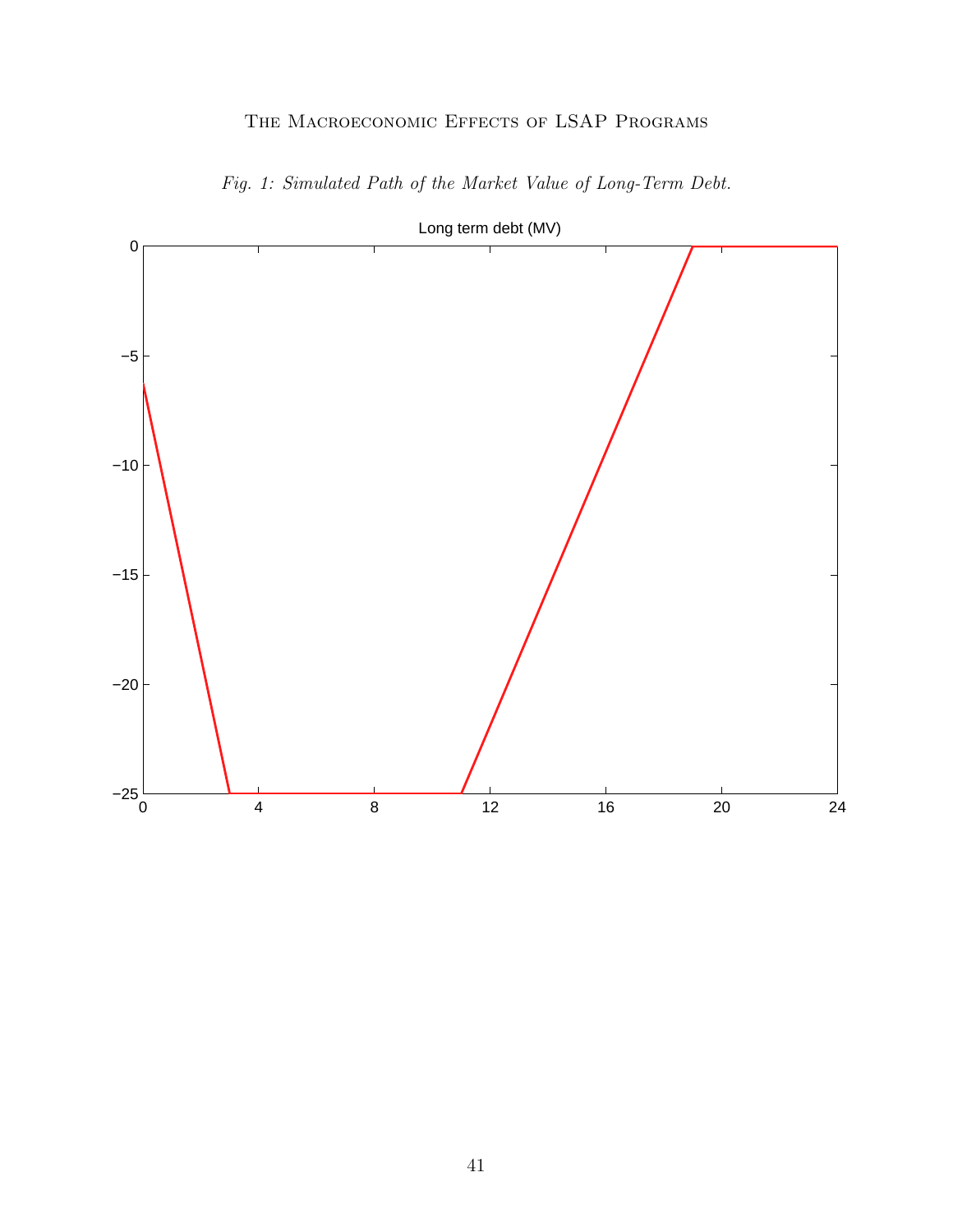*Fig. 1: Simulated Path of the Market Value of Long-Term Debt.*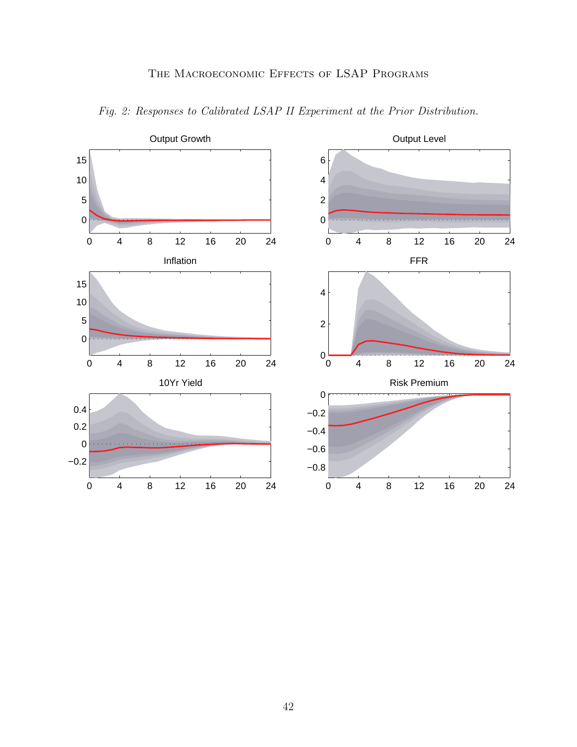*Fig. 2: Responses to Calibrated LSAP II Experiment at the Prior Distribution.*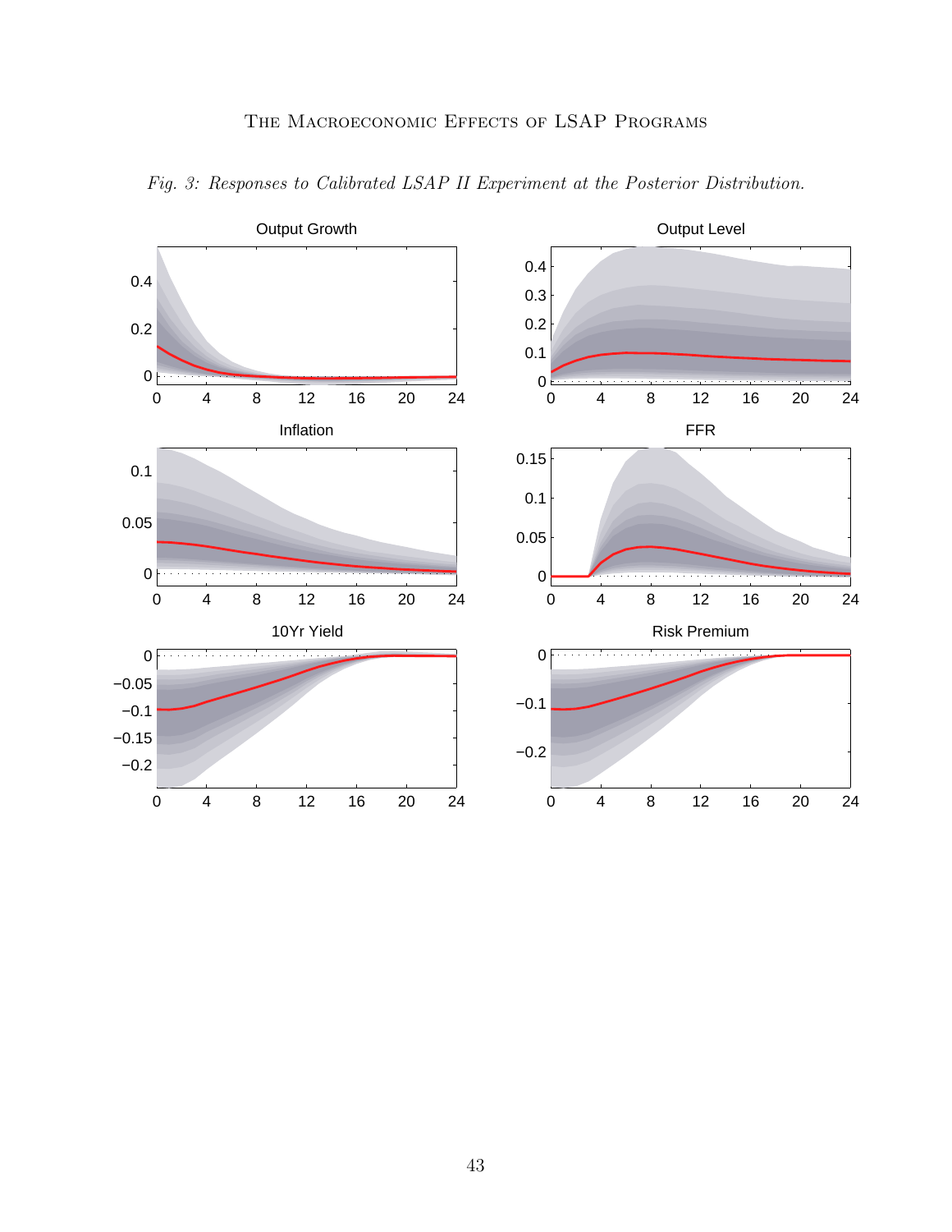*Fig. 3: Responses to Calibrated LSAP II Experiment at the Posterior Distribution.*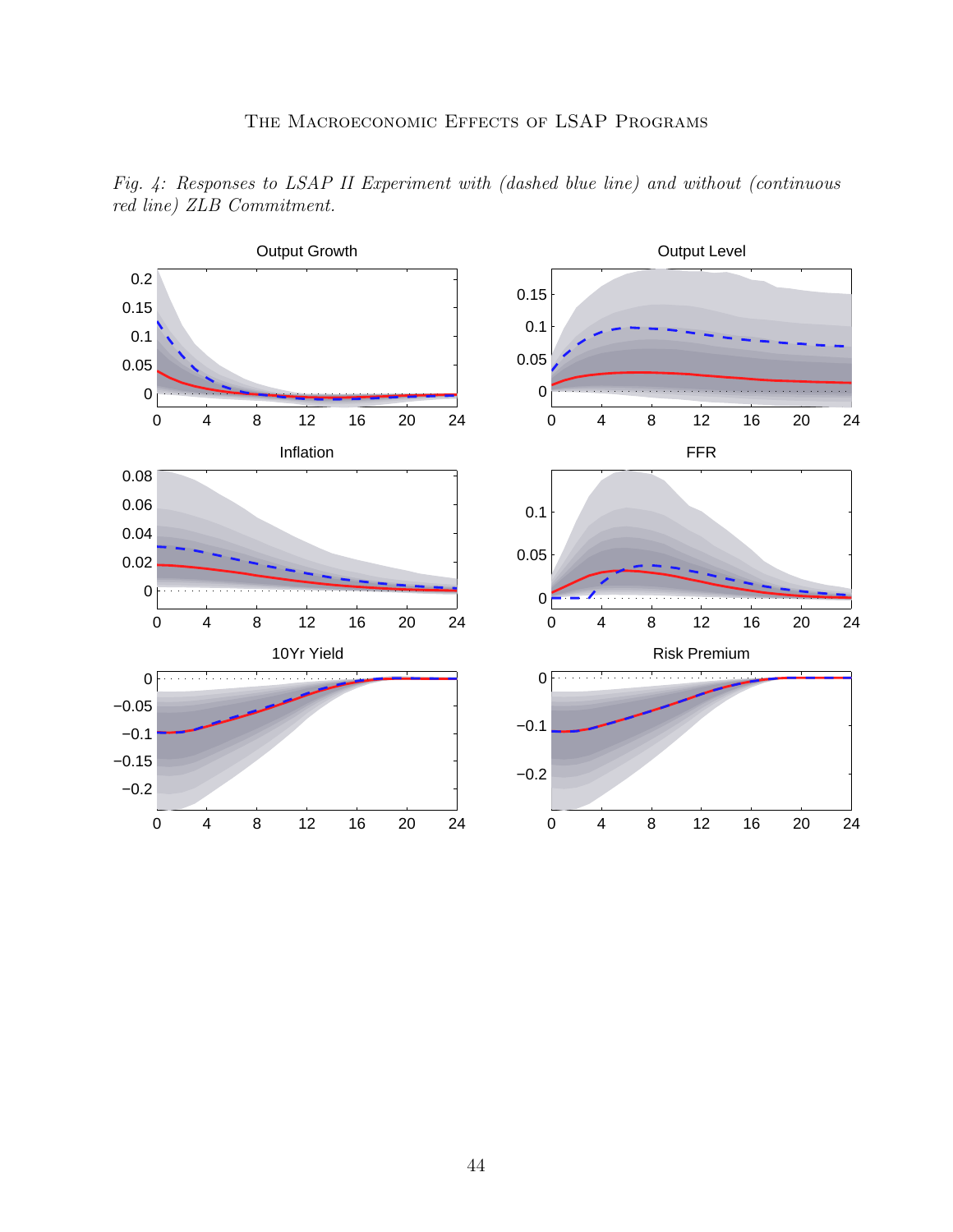*Fig. 4: Responses to LSAP II Experiment with (dashed blue line) and without (continuous red line) ZLB Commitment.*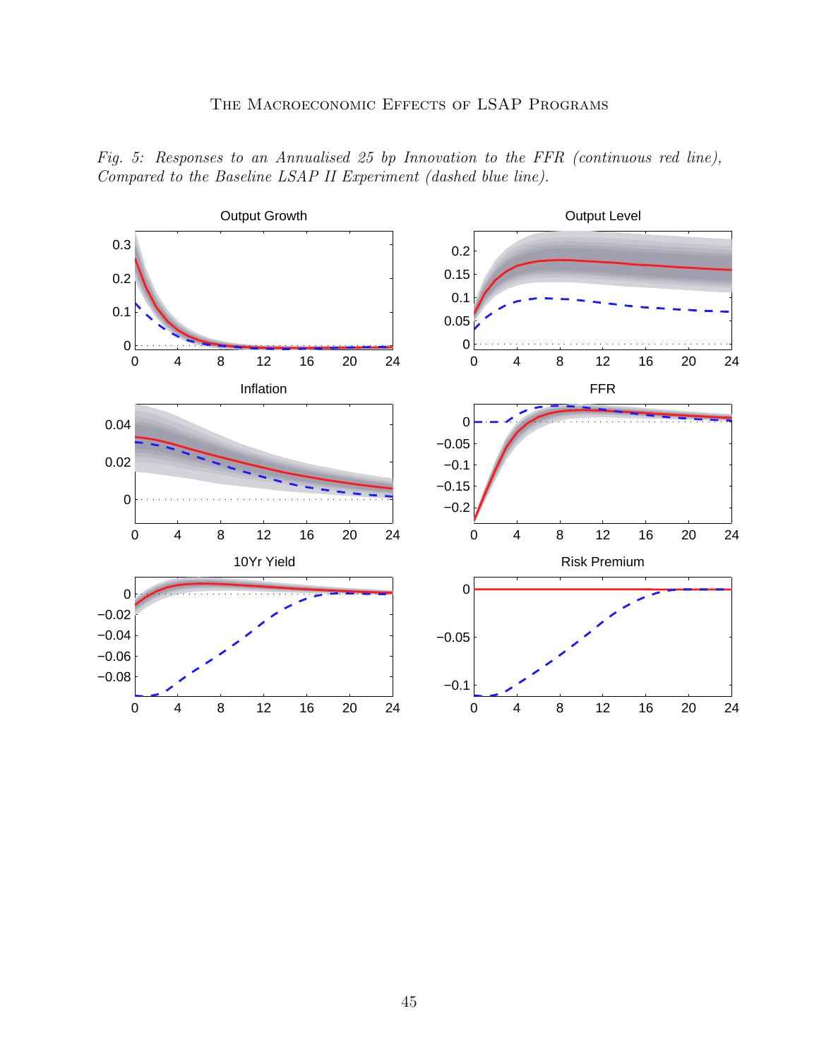*Fig. 5: Responses to an Annualised 25 bp Innovation to the FFR (continuous red line), Compared to the Baseline LSAP II Experiment (dashed blue line).*

Output Growth

0.3
0.2
0.1
0
0 4 8 12 16 20 24

Output Level

0.2
0.15
0.1
0.05
0
0 4 8 12 16 20 24

Inflation

0.04
0.02
0
0 4 8 12 16 20 24

FFR

0
−0.05
−0.1
−0.15
−0.2
0 4 8 12 16 20 24

10Yr Yield

0
−0.02
−0.04
−0.06
−0.08
0 4 8 12 16 20 24

Risk Premium

0
−0.05
−0.1
0 4 8 12 16 20 24